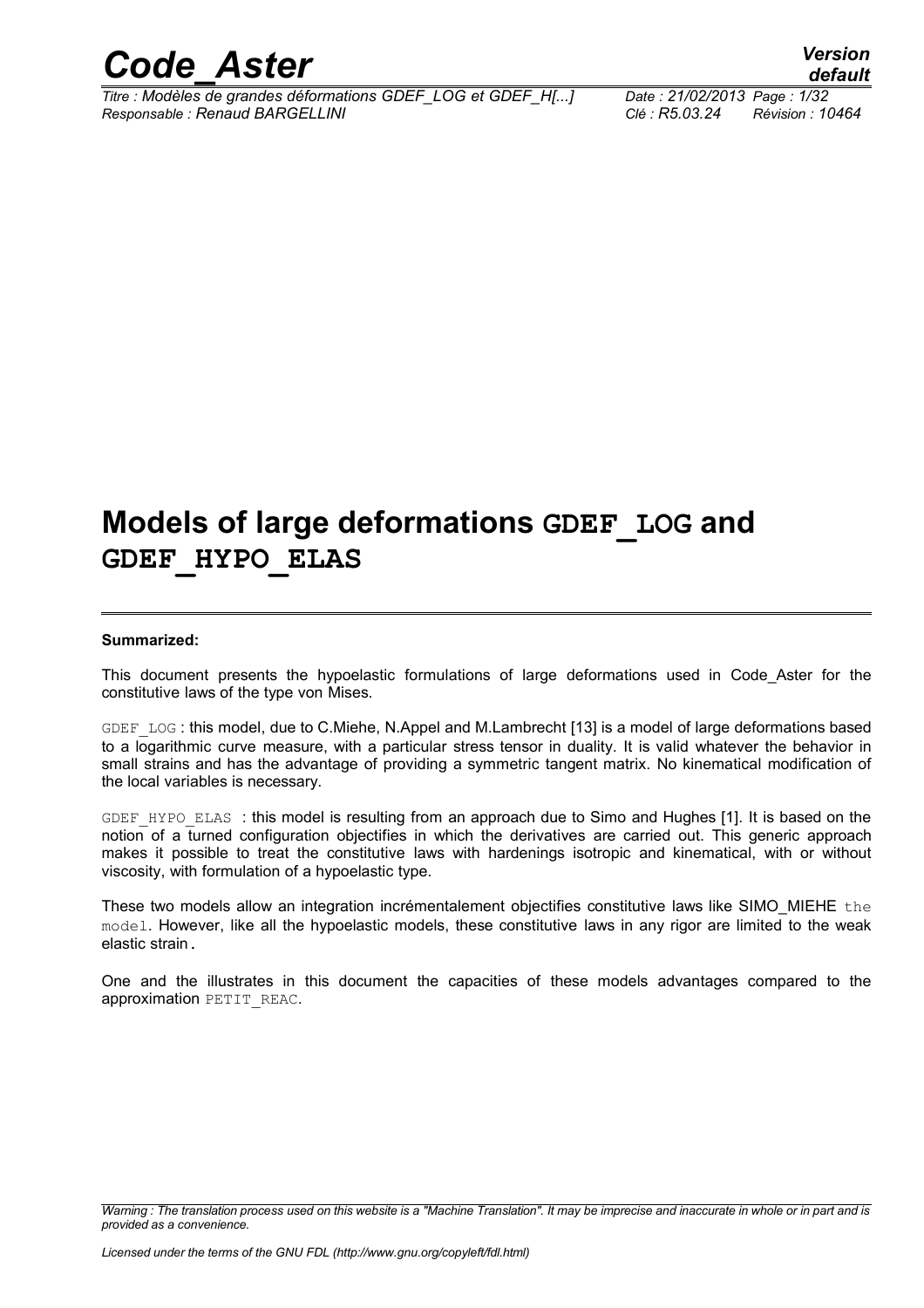# Models of large deformations GDEF_LOG and GDEF_HYPO_ELAS

**Summarized:**

This document presents the hypoelastic formulations of large deformations used in Code_Aster for the constitutive laws of the type von Mises.

GDEF_LOG : this model, due to C.Miehe, N.Appel and M.Lambrecht [13] is a model of large deformations based to a logarithmic curve measure, with a particular stress tensor in duality. It is valid whatever the behavior in small strains and has the advantage of providing a symmetric tangent matrix. No kinematical modification of the local variables is necessary.

GDEF_HYPO_ELAS : this model is resulting from an approach due to Simo and Hughes [1]. It is based on the notion of a turned configuration objectifies in which the derivatives are carried out. This generic approach makes it possible to treat the constitutive laws with hardenings isotropic and kinematical, with or without viscosity, with formulation of a hypoelastic type.

These two models allow an integration incrémentalement objectifies constitutive laws like SIMO_MIEHE the model. However, like all the hypoelastic models, these constitutive laws in any rigor are limited to the weak elastic strain.

One and the illustrates in this document the capacities of these models advantages compared to the approximation PETIT_REAC.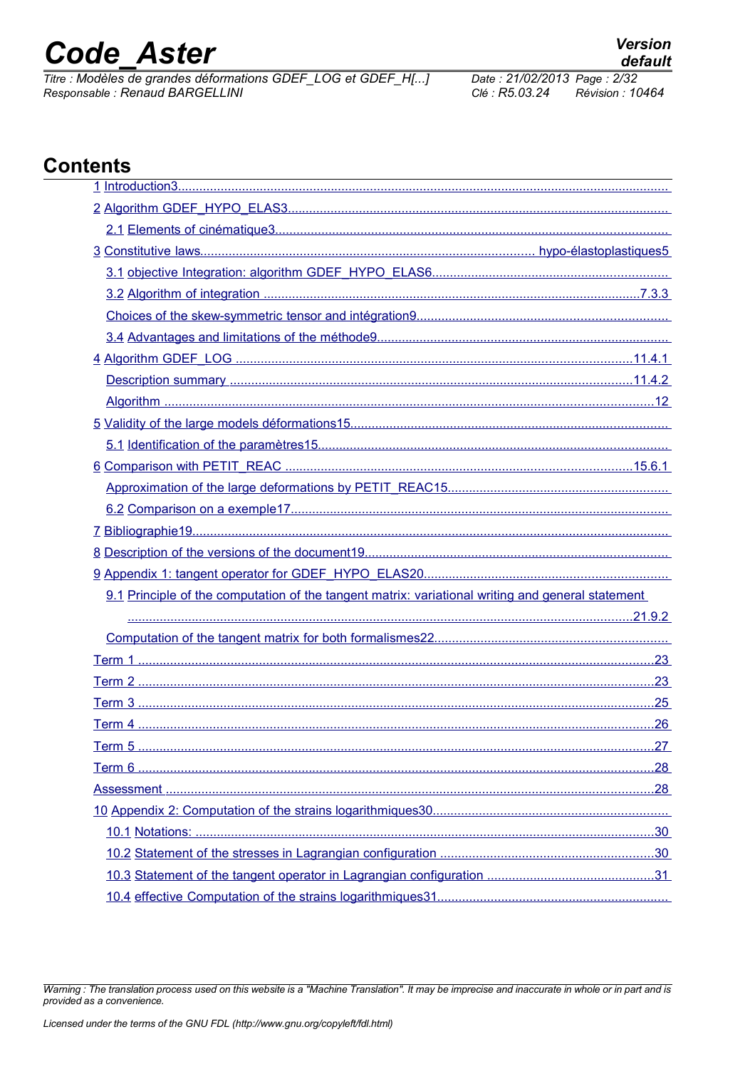# Contents

1 Introduction3

2 Algorithm GDEF_HYPO_ELAS3

2.1 Elements of cinématique3

3 Constitutive laws............................................................. hypo-élastoplastiques5

3.1 objective Integration: algorithm GDEF_HYPO_ELAS6

3.2 Algorithm of integration .......................................................................................7.3.3

Choices of the skew-symmetric tensor and intégration9

3.4 Advantages and limitations of the méthode9

4 Algorithm GDEF_LOG .......................................................................................11.4.1

Description summary .........................................................................................11.4.2

Algorithm .........................................................................................12

5 Validity of the large models déformations15

5.1 Identification of the paramètres15

6 Comparison with PETIT_REAC .........................................................................15.6.1

Approximation of the large deformations by PETIT_REAC15

6.2 Comparison on a exemple17

7 Bibliographie19

8 Description of the versions of the document19

9 Appendix 1: tangent operator for GDEF_HYPO_ELAS20

9.1 Principle of the computation of the tangent matrix: variational writing and general statement .........................................................................................21.9.2

Computation of the tangent matrix for both formalismes22

Term 1 .........................................................................................23

Term 2 .........................................................................................23

Term 3 .........................................................................................25

Term 4 .........................................................................................26

Term 5 .........................................................................................27

Term 6 .........................................................................................28

Assessment .........................................................................................28

10 Appendix 2: Computation of the strains logarithmiques30

10.1 Notations: .........................................................................................30

10.2 Statement of the stresses in Lagrangian configuration .........................................30

10.3 Statement of the tangent operator in Lagrangian configuration ..............................31

10.4 effective Computation of the strains logarithmiques31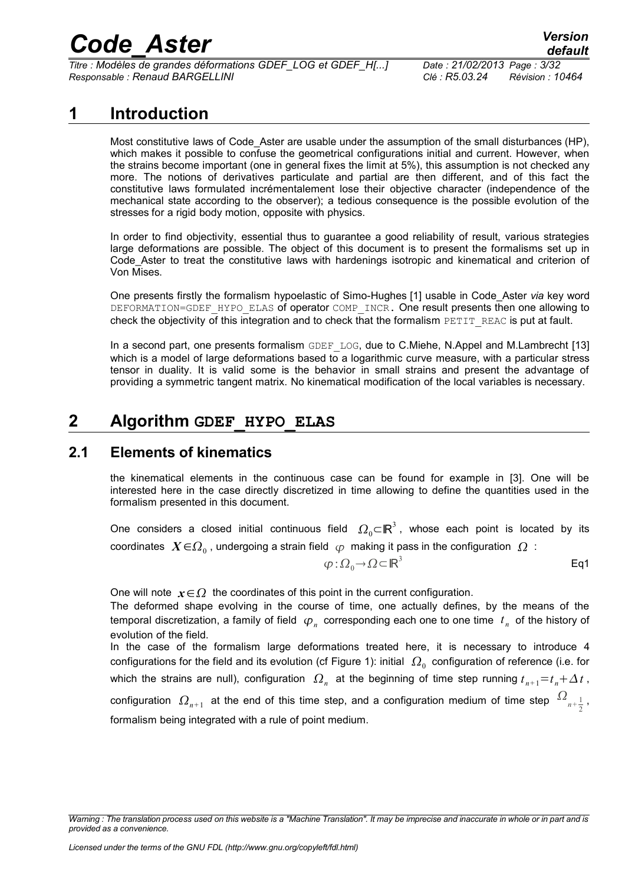# 1 Introduction

Most constitutive laws of Code_Aster are usable under the assumption of the small disturbances (HP), which makes it possible to confuse the geometrical configurations initial and current. However, when the strains become important (one in general fixes the limit at 5%), this assumption is not checked any more. The notions of derivatives particulate and partial are then different, and of this fact the constitutive laws formulated incrémentalement lose their objective character (independence of the mechanical state according to the observer); a tedious consequence is the possible evolution of the stresses for a rigid body motion, opposite with physics.

In order to find objectivity, essential thus to guarantee a good reliability of result, various strategies large deformations are possible. The object of this document is to present the formalisms set up in Code_Aster to treat the constitutive laws with hardenings isotropic and kinematical and criterion of Von Mises.

One presents firstly the formalism hypoelastic of Simo-Hughes [1] usable in Code_Aster *via* key word `DEFORMATION=GDEF_HYPO_ELAS` of operator `COMP_INCR`. One result presents then one allowing to check the objectivity of this integration and to check that the formalism `PETIT_REAC` is put at fault.

In a second part, one presents formalism `GDEF_LOG`, due to C.Miehe, N.Appel and M.Lambrecht [13] which is a model of large deformations based to a logarithmic curve measure, with a particular stress tensor in duality. It is valid some is the behavior in small strains and present the advantage of providing a symmetric tangent matrix. No kinematical modification of the local variables is necessary.

# 2 Algorithm GDEF_HYPO_ELAS

## 2.1 Elements of kinematics

the kinematical elements in the continuous case can be found for example in [3]. One will be interested here in the case directly discretized in time allowing to define the quantities used in the formalism presented in this document.

One considers a closed initial continuous field $\Omega_0 \subset \mathbb{R}^3$, whose each point is located by its coordinates $\boldsymbol{X} \in \Omega_0$, undergoing a strain field $\varphi$ making it pass in the configuration $\Omega$ :

$$\varphi : \Omega_0 \rightarrow \Omega \subset \mathbb{R}^3 \qquad \text{Eq1}$$

One will note $\boldsymbol{x} \in \Omega$ the coordinates of this point in the current configuration.
The deformed shape evolving in the course of time, one actually defines, by the means of the temporal discretization, a family of field $\varphi_n$ corresponding each one to one time $t_n$ of the history of evolution of the field.
In the case of the formalism large deformations treated here, it is necessary to introduce 4 configurations for the field and its evolution (cf Figure 1): initial $\Omega_0$ configuration of reference (i.e. for which the strains are null), configuration $\Omega_n$ at the beginning of time step running $t_{n+1} = t_n + \Delta t$, configuration $\Omega_{n+1}$ at the end of this time step, and a configuration medium of time step $\Omega_{n+\frac{1}{2}}$, formalism being integrated with a rule of point medium.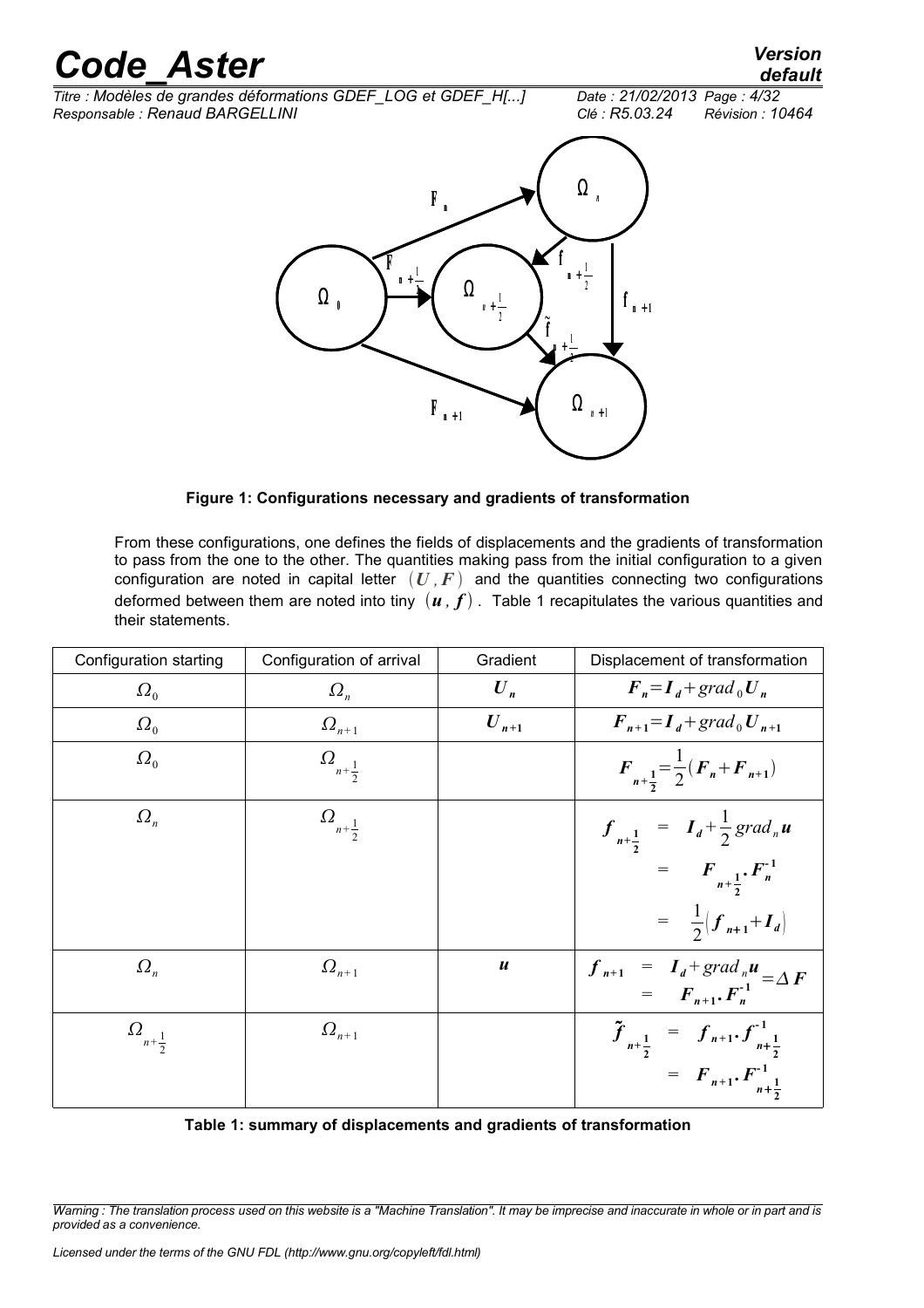Figure 1: Configurations necessary and gradients of transformation

From these configurations, one defines the fields of displacements and the gradients of transformation to pass from the one to the other. The quantities making pass from the initial configuration to a given configuration are noted in capital letter $(\boldsymbol{U}, \boldsymbol{F})$ and the quantities connecting two configurations deformed between them are noted into tiny $(\boldsymbol{u}, \boldsymbol{f})$. Table 1 recapitulates the various quantities and their statements.

| Configuration starting | Configuration of arrival | Gradient | Displacement of transformation |
|---|---|---|---|
| $\Omega_0$ | $\Omega_n$ | $\boldsymbol{U}_n$ | $\boldsymbol{F}_n = \boldsymbol{I}_d + grad_0 \boldsymbol{U}_n$ |
| $\Omega_0$ | $\Omega_{n+1}$ | $\boldsymbol{U}_{n+1}$ | $\boldsymbol{F}_{n+1} = \boldsymbol{I}_d + grad_0 \boldsymbol{U}_{n+1}$ |
| $\Omega_0$ | $\Omega_{n+\frac{1}{2}}$ | | $\boldsymbol{F}_{n+\frac{1}{2}} = \frac{1}{2}(\boldsymbol{F}_n + \boldsymbol{F}_{n+1})$ |
| $\Omega_n$ | $\Omega_{n+\frac{1}{2}}$ | | $\boldsymbol{f}_{n+\frac{1}{2}} = \boldsymbol{I}_d + \frac{1}{2} grad_n \boldsymbol{u} = \boldsymbol{F}_{n+\frac{1}{2}} \cdot \boldsymbol{F}_n^{-1} = \frac{1}{2}(\boldsymbol{f}_{n+1} + \boldsymbol{I}_d)$ |
| $\Omega_n$ | $\Omega_{n+1}$ | $\boldsymbol{u}$ | $\boldsymbol{f}_{n+1} = \boldsymbol{I}_d + grad_n \boldsymbol{u} = \Delta \boldsymbol{F} = \boldsymbol{F}_{n+1} \cdot \boldsymbol{F}_n^{-1}$ |
| $\Omega_{n+\frac{1}{2}}$ | $\Omega_{n+1}$ | | $\tilde{\boldsymbol{f}}_{n+\frac{1}{2}} = \boldsymbol{f}_{n+1} \cdot \boldsymbol{f}_{n+\frac{1}{2}}^{-1} = \boldsymbol{F}_{n+1} \cdot \boldsymbol{F}_{n+\frac{1}{2}}^{-1}$ |

Table 1: summary of displacements and gradients of transformation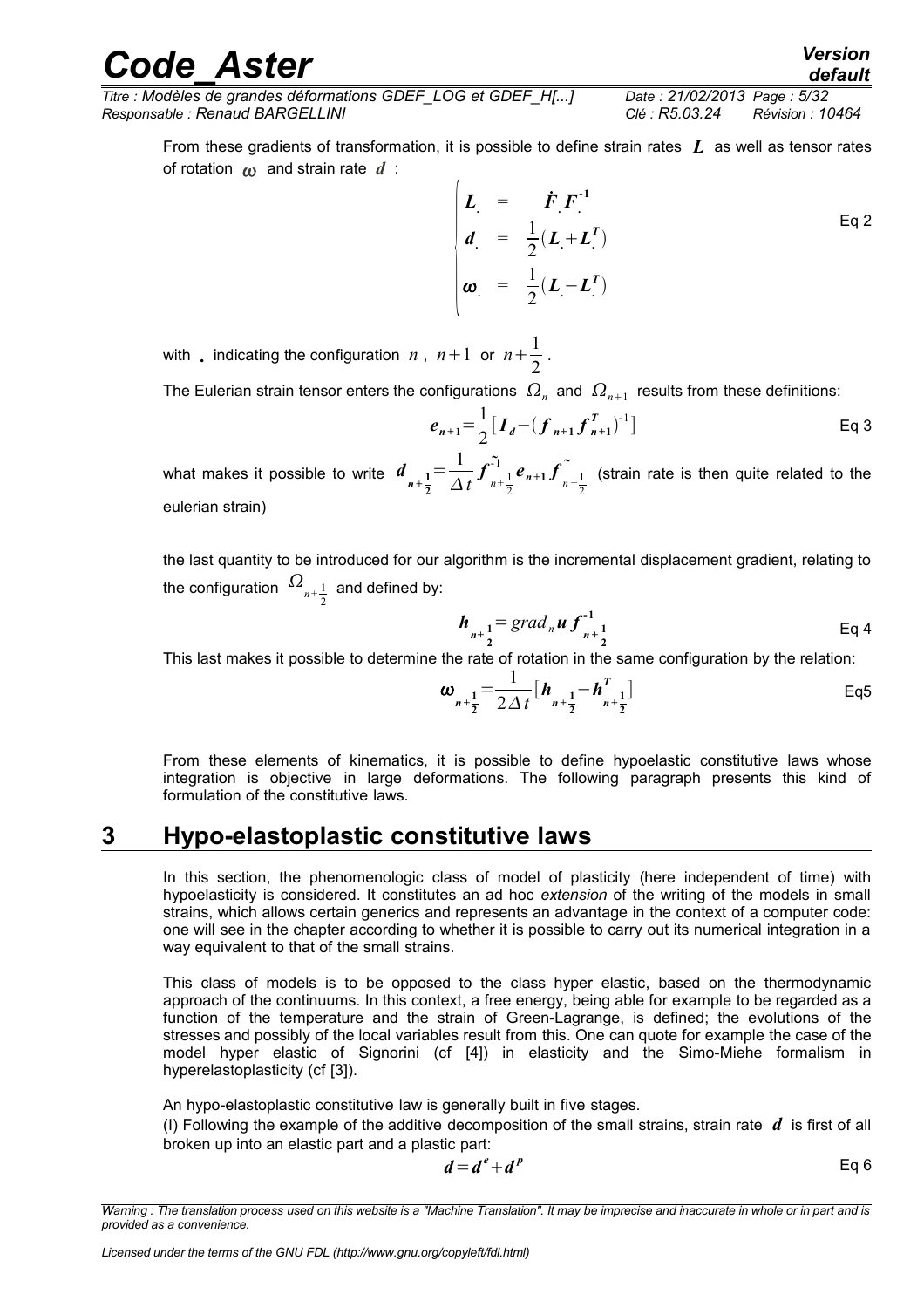From these gradients of transformation, it is possible to define strain rates $\boldsymbol{L}$ as well as tensor rates of rotation $\boldsymbol{\omega}$ and strain rate $\boldsymbol{d}$ :

$$\begin{cases} \boldsymbol{L}_{.} &= \dot{\boldsymbol{F}}_{.} \boldsymbol{F}_{.}^{-1} \\ \boldsymbol{d}_{.} &= \dfrac{1}{2}(\boldsymbol{L}_{.}+\boldsymbol{L}_{.}^{T}) \\ \boldsymbol{\omega}_{.} &= \dfrac{1}{2}(\boldsymbol{L}_{.}-\boldsymbol{L}_{.}^{T}) \end{cases} \quad \text{Eq 2}$$

with $.$ indicating the configuration $n$ , $n+1$ or $n+\frac{1}{2}$ .

The Eulerian strain tensor enters the configurations $\Omega_n$ and $\Omega_{n+1}$ results from these definitions:

$$\boldsymbol{e}_{n+1}=\frac{1}{2}[\boldsymbol{I}_d-(\boldsymbol{f}_{n+1}\boldsymbol{f}_{n+1}^{T})^{-1}] \quad \text{Eq 3}$$

what makes it possible to write $\boldsymbol{d}_{n+\frac{1}{2}}=\frac{1}{\Delta t}\boldsymbol{f}^{\tilde{-1}}_{n+\frac{1}{2}}\boldsymbol{e}_{n+1}\boldsymbol{f}^{\tilde{}}_{n+\frac{1}{2}}$ (strain rate is then quite related to the eulerian strain)

the last quantity to be introduced for our algorithm is the incremental displacement gradient, relating to the configuration $\Omega_{n+\frac{1}{2}}$ and defined by:

$$\boldsymbol{h}_{n+\frac{1}{2}}=grad_n \boldsymbol{u}\, \boldsymbol{f}^{-1}_{n+\frac{1}{2}} \quad \text{Eq 4}$$

This last makes it possible to determine the rate of rotation in the same configuration by the relation:

$$\boldsymbol{\omega}_{n+\frac{1}{2}}=\frac{1}{2\Delta t}[\boldsymbol{h}_{n+\frac{1}{2}}-\boldsymbol{h}^{T}_{n+\frac{1}{2}}] \quad \text{Eq5}$$

From these elements of kinematics, it is possible to define hypoelastic constitutive laws whose integration is objective in large deformations. The following paragraph presents this kind of formulation of the constitutive laws.

# 3 Hypo-elastoplastic constitutive laws

In this section, the phenomenologic class of model of plasticity (here independent of time) with hypoelasticity is considered. It constitutes an ad hoc *extension* of the writing of the models in small strains, which allows certain generics and represents an advantage in the context of a computer code: one will see in the chapter according to whether it is possible to carry out its numerical integration in a way equivalent to that of the small strains.

This class of models is to be opposed to the class hyper elastic, based on the thermodynamic approach of the continuums. In this context, a free energy, being able for example to be regarded as a function of the temperature and the strain of Green-Lagrange, is defined; the evolutions of the stresses and possibly of the local variables result from this. One can quote for example the case of the model hyper elastic of Signorini (cf [4]) in elasticity and the Simo-Miehe formalism in hyperelastoplasticity (cf [3]).

An hypo-elastoplastic constitutive law is generally built in five stages.

(I) Following the example of the additive decomposition of the small strains, strain rate $\boldsymbol{d}$ is first of all broken up into an elastic part and a plastic part:

$$\boldsymbol{d}=\boldsymbol{d}^{e}+\boldsymbol{d}^{p} \quad \text{Eq 6}$$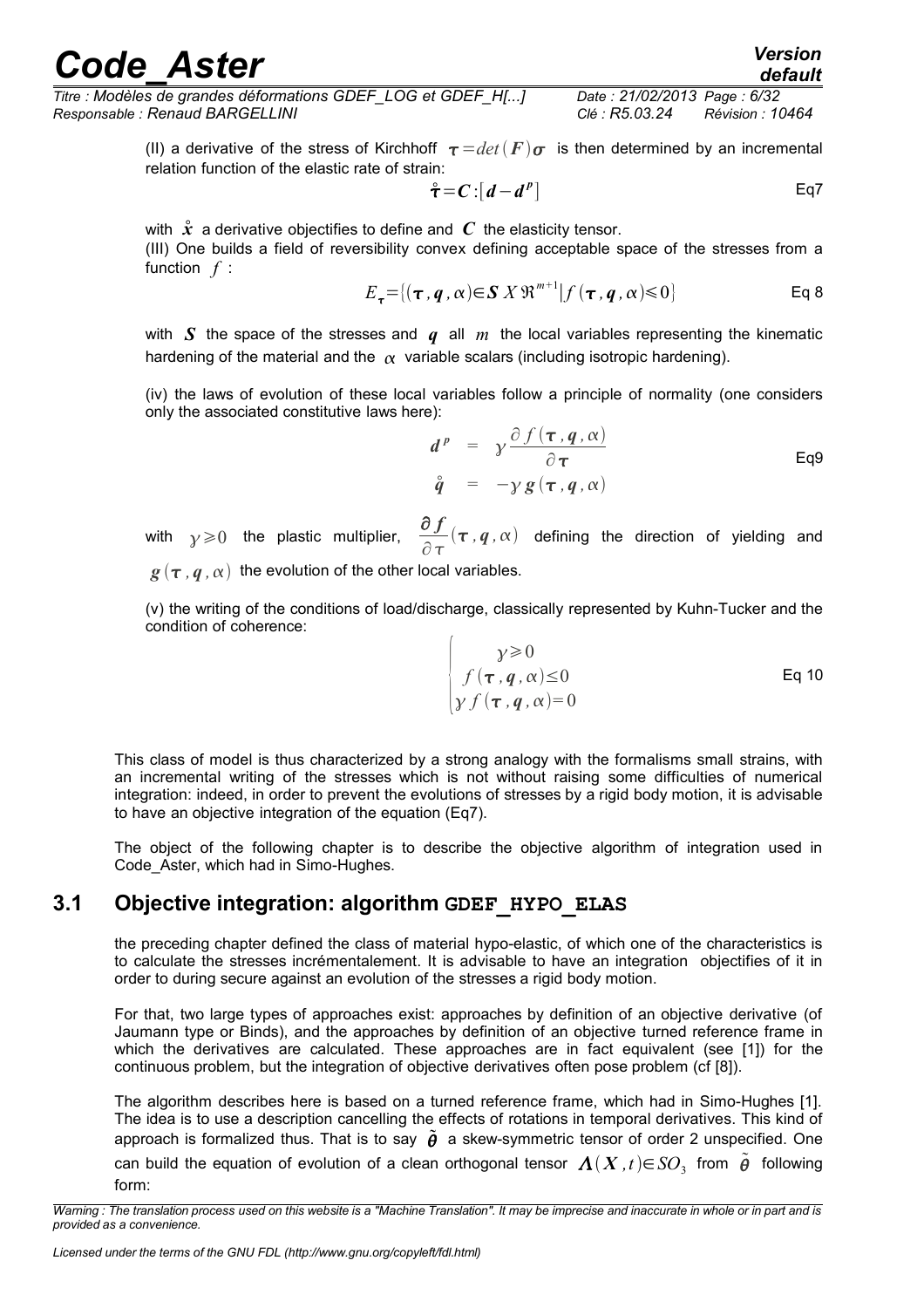(II) a derivative of the stress of Kirchhoff $\boldsymbol{\tau}=det(\boldsymbol{F})\boldsymbol{\sigma}$ is then determined by an incremental relation function of the elastic rate of strain:

$$\overset{\circ}{\boldsymbol{\tau}}=\boldsymbol{C}:[\boldsymbol{d}-\boldsymbol{d}^p] \qquad \text{Eq7}$$

with $\overset{\circ}{x}$ a derivative objectifies to define and $\boldsymbol{C}$ the elasticity tensor.

(III) One builds a field of reversibility convex defining acceptable space of the stresses from a function $f$ :

$$E_{\boldsymbol{\tau}}=\{(\boldsymbol{\tau},\boldsymbol{q},\alpha)\in \boldsymbol{S}\ X\ \Re^{m+1} | f(\boldsymbol{\tau},\boldsymbol{q},\alpha)\leqslant 0\} \qquad \text{Eq 8}$$

with $\boldsymbol{S}$ the space of the stresses and $\boldsymbol{q}$ all $m$ the local variables representing the kinematic hardening of the material and the $\alpha$ variable scalars (including isotropic hardening).

(iv) the laws of evolution of these local variables follow a principle of normality (one considers only the associated constitutive laws here):

$$\begin{aligned} \boldsymbol{d}^p &= \gamma \frac{\partial f(\boldsymbol{\tau},\boldsymbol{q},\alpha)}{\partial \boldsymbol{\tau}} \\ \overset{\circ}{\boldsymbol{q}} &= -\gamma\, \boldsymbol{g}(\boldsymbol{\tau},\boldsymbol{q},\alpha) \end{aligned} \qquad \text{Eq9}$$

with $\gamma\geqslant 0$ the plastic multiplier, $\dfrac{\partial f}{\partial \tau}(\boldsymbol{\tau},\boldsymbol{q},\alpha)$ defining the direction of yielding and $\boldsymbol{g}(\boldsymbol{\tau},\boldsymbol{q},\alpha)$ the evolution of the other local variables.

(v) the writing of the conditions of load/discharge, classically represented by Kuhn-Tucker and the condition of coherence:

$$\begin{cases} \gamma\geqslant 0 \\ f(\boldsymbol{\tau},\boldsymbol{q},\alpha)\leq 0 \\ \gamma f(\boldsymbol{\tau},\boldsymbol{q},\alpha)=0 \end{cases} \qquad \text{Eq 10}$$

This class of model is thus characterized by a strong analogy with the formalisms small strains, with an incremental writing of the stresses which is not without raising some difficulties of numerical integration: indeed, in order to prevent the evolutions of stresses by a rigid body motion, it is advisable to have an objective integration of the equation (Eq7).

The object of the following chapter is to describe the objective algorithm of integration used in Code_Aster, which had in Simo-Hughes.

## 3.1 Objective integration: algorithm GDEF_HYPO_ELAS

the preceding chapter defined the class of material hypo-elastic, of which one of the characteristics is to calculate the stresses incrémentalement. It is advisable to have an integration objectifies of it in order to during secure against an evolution of the stresses a rigid body motion.

For that, two large types of approaches exist: approaches by definition of an objective derivative (of Jaumann type or Binds), and the approaches by definition of an objective turned reference frame in which the derivatives are calculated. These approaches are in fact equivalent (see [1]) for the continuous problem, but the integration of objective derivatives often pose problem (cf [8]).

The algorithm describes here is based on a turned reference frame, which had in Simo-Hughes [1]. The idea is to use a description cancelling the effects of rotations in temporal derivatives. This kind of approach is formalized thus. That is to say $\tilde{\boldsymbol{\theta}}$ a skew-symmetric tensor of order 2 unspecified. One can build the equation of evolution of a clean orthogonal tensor $\boldsymbol{\Lambda}(\boldsymbol{X},t)\in SO_3$ from $\tilde{\boldsymbol{\theta}}$ following form: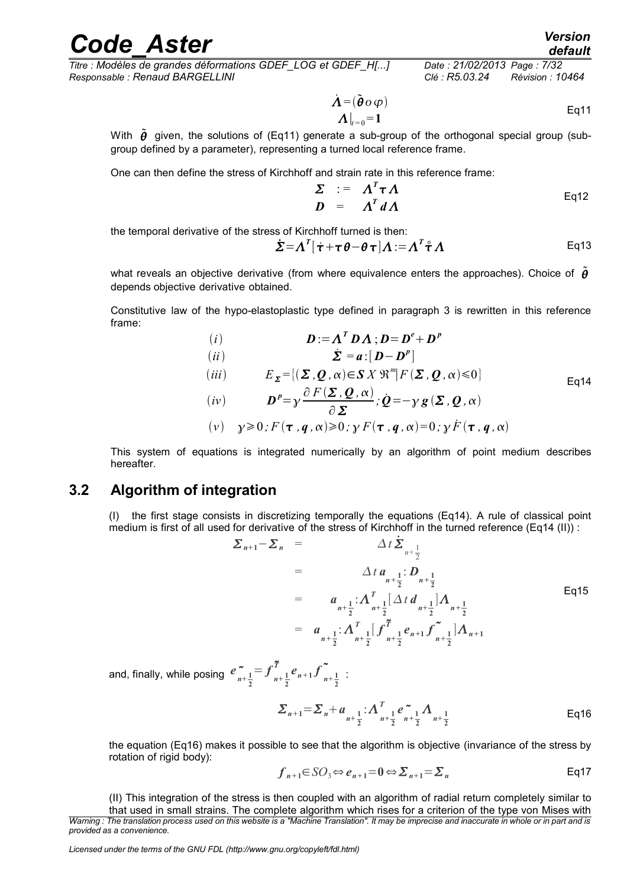$$\dot{\boldsymbol{\Lambda}} = (\tilde{\boldsymbol{\theta}} \, o \, \varphi)$$
$$\boldsymbol{\Lambda}|_{t=0} = \mathbf{1} \qquad \text{Eq11}$$

With $\tilde{\boldsymbol{\theta}}$ given, the solutions of (Eq11) generate a sub-group of the orthogonal special group (sub-group defined by a parameter), representing a turned local reference frame.

One can then define the stress of Kirchhoff and strain rate in this reference frame:

$$\begin{array}{lll} \boldsymbol{\Sigma} & := & \boldsymbol{\Lambda}^T \boldsymbol{\tau} \boldsymbol{\Lambda} \\ \boldsymbol{D} & = & \boldsymbol{\Lambda}^T \boldsymbol{d} \boldsymbol{\Lambda} \end{array} \qquad \text{Eq12}$$

the temporal derivative of the stress of Kirchhoff turned is then:

$$\dot{\boldsymbol{\Sigma}} = \boldsymbol{\Lambda}^T [\dot{\boldsymbol{\tau}} + \boldsymbol{\tau} \boldsymbol{\theta} - \boldsymbol{\theta} \boldsymbol{\tau}] \boldsymbol{\Lambda} := \boldsymbol{\Lambda}^T \overset{\circ}{\boldsymbol{\tau}} \boldsymbol{\Lambda} \qquad \text{Eq13}$$

what reveals an objective derivative (from where equivalence enters the approaches). Choice of $\tilde{\boldsymbol{\theta}}$ depends objective derivative obtained.

Constitutive law of the hypo-elastoplastic type defined in paragraph 3 is rewritten in this reference frame:

$$\begin{array}{ll} (i) & \boldsymbol{D} := \boldsymbol{\Lambda}^T \boldsymbol{D} \boldsymbol{\Lambda} \, ; \boldsymbol{D} = \boldsymbol{D}^e + \boldsymbol{D}^p \\ (ii) & \dot{\boldsymbol{\Sigma}} = \boldsymbol{a} : [\boldsymbol{D} - \boldsymbol{D}^p] \\ (iii) & E_{\boldsymbol{\Sigma}} = \{(\boldsymbol{\Sigma}, \boldsymbol{Q}, \alpha) \in \boldsymbol{S} \, X \, \Re^m | F(\boldsymbol{\Sigma}, \boldsymbol{Q}, \alpha) \leqslant 0\} \\ (iv) & \boldsymbol{D}^p = \gamma \dfrac{\partial F(\boldsymbol{\Sigma}, \boldsymbol{Q}, \alpha)}{\partial \boldsymbol{\Sigma}} ; \dot{\boldsymbol{Q}} = -\gamma \, g(\boldsymbol{\Sigma}, \boldsymbol{Q}, \alpha) \\ (v) & \gamma \geqslant 0 \, ; F(\boldsymbol{\tau}, \boldsymbol{q}, \alpha) \geqslant 0 \, ; \gamma \, F(\boldsymbol{\tau}, \boldsymbol{q}, \alpha) = 0 \, ; \gamma \, \dot{F}(\boldsymbol{\tau}, \boldsymbol{q}, \alpha) \end{array} \qquad \text{Eq14}$$

This system of equations is integrated numerically by an algorithm of point medium describes hereafter.

## 3.2 Algorithm of integration

(I) the first stage consists in discretizing temporally the equations (Eq14). A rule of classical point medium is first of all used for derivative of the stress of Kirchhoff in the turned reference (Eq14 (II)) :

$$\begin{array}{lll} \boldsymbol{\Sigma}_{n+1} - \boldsymbol{\Sigma}_n & = & \Delta t \, \dot{\boldsymbol{\Sigma}}_{n+\frac{1}{2}} \\ & = & \Delta t \, \boldsymbol{a}_{n+\frac{1}{2}} : \boldsymbol{D}_{n+\frac{1}{2}} \\ & = & \boldsymbol{a}_{n+\frac{1}{2}} : \boldsymbol{\Lambda}^T_{n+\frac{1}{2}} [\Delta t \, \boldsymbol{d}_{n+\frac{1}{2}}] \boldsymbol{\Lambda}_{n+\frac{1}{2}} \\ & = & \boldsymbol{a}_{n+\frac{1}{2}} : \boldsymbol{\Lambda}^T_{n+\frac{1}{2}} [\boldsymbol{f}^{\tilde{T}}_{n+\frac{1}{2}} \boldsymbol{e}_{n+1} \boldsymbol{f}^{\tilde{}}_{n+\frac{1}{2}}] \boldsymbol{\Lambda}_{n+1} \end{array} \qquad \text{Eq15}$$

and, finally, while posing $\boldsymbol{e}^{\tilde{}}_{n+\frac{1}{2}} = \boldsymbol{f}^{\tilde{T}}_{n+\frac{1}{2}} \boldsymbol{e}_{n+1} \boldsymbol{f}^{\tilde{}}_{n+\frac{1}{2}}$ :

$$\boldsymbol{\Sigma}_{n+1} = \boldsymbol{\Sigma}_n + \boldsymbol{a}_{n+\frac{1}{2}} : \boldsymbol{\Lambda}^T_{n+\frac{1}{2}} \boldsymbol{e}^{\tilde{}}_{n+\frac{1}{2}} \boldsymbol{\Lambda}_{n+\frac{1}{2}} \qquad \text{Eq16}$$

the equation (Eq16) makes it possible to see that the algorithm is objective (invariance of the stress by rotation of rigid body):

$$\boldsymbol{f}_{n+1} \in SO_3 \Leftrightarrow \boldsymbol{e}_{n+1} = \mathbf{0} \Leftrightarrow \boldsymbol{\Sigma}_{n+1} = \boldsymbol{\Sigma}_n \qquad \text{Eq17}$$

(II) This integration of the stress is then coupled with an algorithm of radial return completely similar to that used in small strains. The complete algorithm which rises for a criterion of the type von Mises with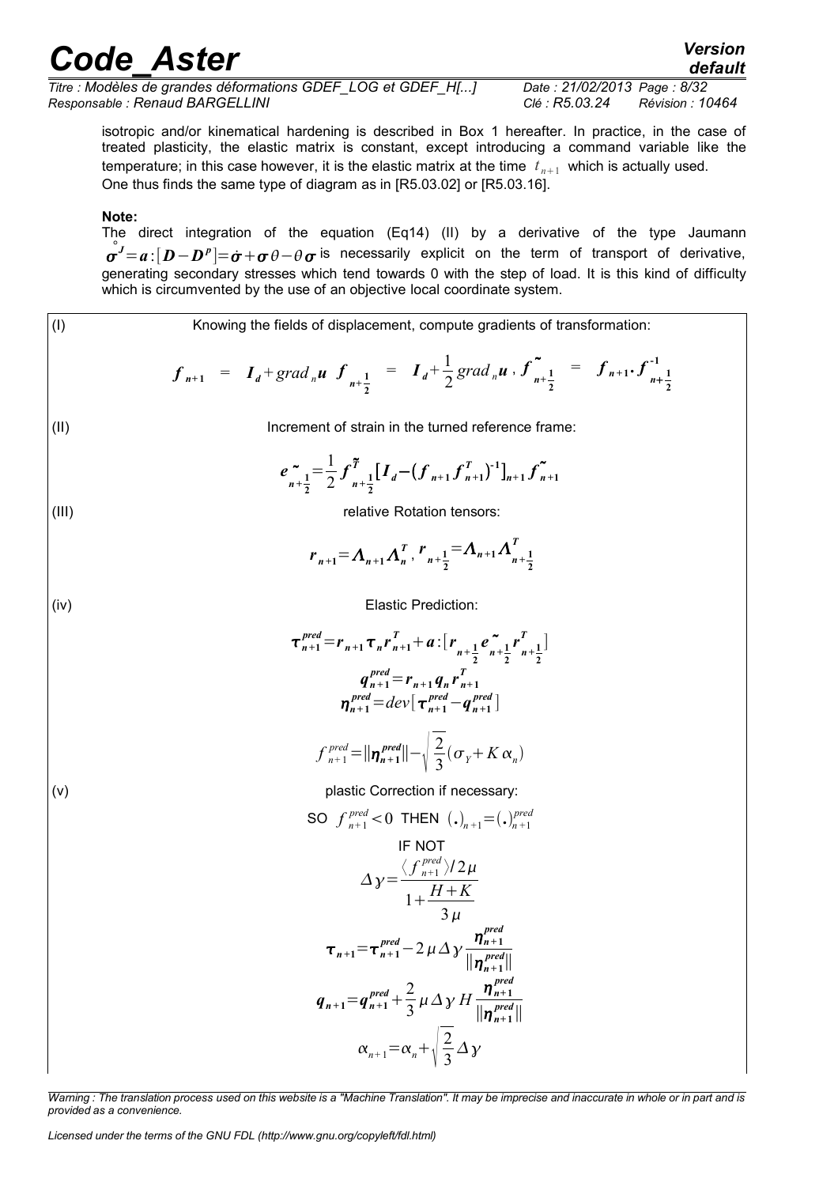isotropic and/or kinematical hardening is described in Box 1 hereafter. In practice, in the case of treated plasticity, the elastic matrix is constant, except introducing a command variable like the temperature; in this case however, it is the elastic matrix at the time $t_{n+1}$ which is actually used. One thus finds the same type of diagram as in [R5.03.02] or [R5.03.16].

**Note:**

The direct integration of the equation (Eq14) (II) by a derivative of the type Jaumann $\overset{\circ}{\boldsymbol{\sigma}}^J = \boldsymbol{a}:[\boldsymbol{D}-\boldsymbol{D}^p] = \dot{\boldsymbol{\sigma}} + \boldsymbol{\sigma}\theta - \theta\boldsymbol{\sigma}$ is necessarily explicit on the term of transport of derivative, generating secondary stresses which tend towards 0 with the step of load. It is this kind of difficulty which is circumvented by the use of an objective local coordinate system.

(I) Knowing the fields of displacement, compute gradients of transformation:

$$\boldsymbol{f}_{n+1} = \boldsymbol{I}_d + grad_n \boldsymbol{u} \quad \boldsymbol{f}_{n+\frac{1}{2}} = \boldsymbol{I}_d + \frac{1}{2} grad_n \boldsymbol{u}\,, \quad \tilde{\boldsymbol{f}}_{n+\frac{1}{2}} = \boldsymbol{f}_{n+1} \cdot \boldsymbol{f}^{-1}_{n+\frac{1}{2}}$$

(II) Increment of strain in the turned reference frame:

$$\tilde{\boldsymbol{e}}_{n+\frac{1}{2}} = \frac{1}{2} \tilde{\boldsymbol{f}}^{T}_{n+\frac{1}{2}} [\boldsymbol{I}_d - (\boldsymbol{f}_{n+1} \boldsymbol{f}^{T}_{n+1})^{-1}]_{n+1} \tilde{\boldsymbol{f}}_{n+1}$$

(III) relative Rotation tensors:

$$\boldsymbol{r}_{n+1} = \boldsymbol{\Lambda}_{n+1} \boldsymbol{\Lambda}^T_n \,, \quad \boldsymbol{r}_{n+\frac{1}{2}} = \boldsymbol{\Lambda}_{n+1} \boldsymbol{\Lambda}^T_{n+\frac{1}{2}}$$

(iv) Elastic Prediction:

$$\boldsymbol{\tau}^{pred}_{n+1} = \boldsymbol{r}_{n+1} \boldsymbol{\tau}_n \boldsymbol{r}^T_{n+1} + \boldsymbol{a}:[\boldsymbol{r}_{n+\frac{1}{2}} \tilde{\boldsymbol{e}}_{n+\frac{1}{2}} \boldsymbol{r}^T_{n+\frac{1}{2}}]$$

$$\boldsymbol{q}^{pred}_{n+1} = \boldsymbol{r}_{n+1} \boldsymbol{q}_n \boldsymbol{r}^T_{n+1}$$

$$\boldsymbol{\eta}^{pred}_{n+1} = dev[\boldsymbol{\tau}^{pred}_{n+1} - \boldsymbol{q}^{pred}_{n+1}]$$

$$f^{pred}_{n+1} = \|\boldsymbol{\eta}^{pred}_{n+1}\| - \sqrt{\frac{2}{3}}(\sigma_Y + K\alpha_n)$$

(v) plastic Correction if necessary:

SO $f^{pred}_{n+1} < 0$ THEN $(.)_{n+1} = (.)^{pred}_{n+1}$

IF NOT

$$\Delta\gamma = \frac{\langle f^{pred}_{n+1} \rangle / 2\mu}{1 + \dfrac{H+K}{3\mu}}$$

$$\boldsymbol{\tau}_{n+1} = \boldsymbol{\tau}^{pred}_{n+1} - 2\mu\Delta\gamma \frac{\boldsymbol{\eta}^{pred}_{n+1}}{\|\boldsymbol{\eta}^{pred}_{n+1}\|}$$

$$\boldsymbol{q}_{n+1} = \boldsymbol{q}^{pred}_{n+1} + \frac{2}{3}\mu\Delta\gamma H \frac{\boldsymbol{\eta}^{pred}_{n+1}}{\|\boldsymbol{\eta}^{pred}_{n+1}\|}$$

$$\alpha_{n+1} = \alpha_n + \sqrt{\frac{2}{3}}\Delta\gamma$$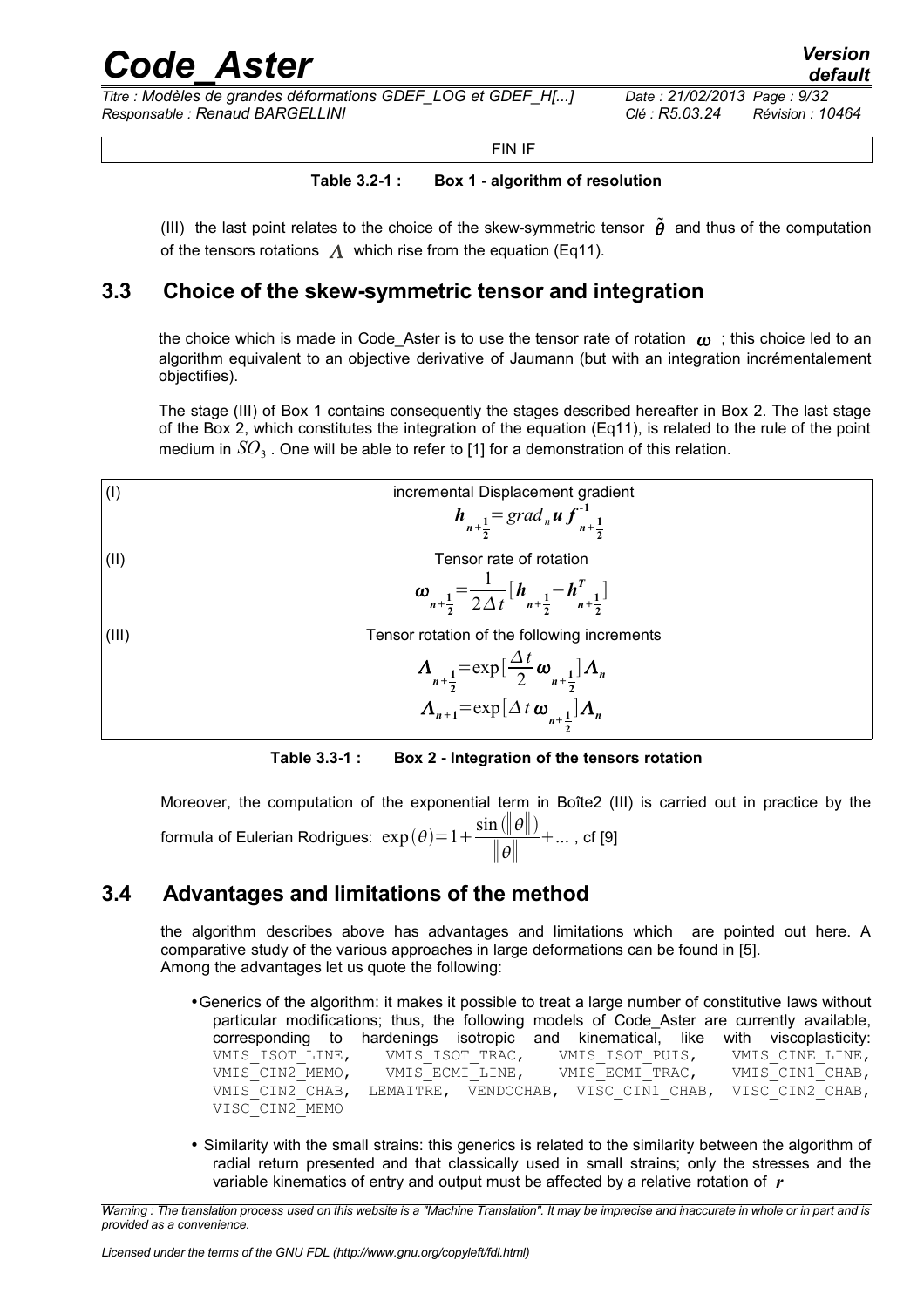FIN IF

**Table 3.2-1 : Box 1 - algorithm of resolution**

(III) the last point relates to the choice of the skew-symmetric tensor $\tilde{\boldsymbol{\theta}}$ and thus of the computation of the tensors rotations $\boldsymbol{\Lambda}$ which rise from the equation (Eq11).

## 3.3 Choice of the skew-symmetric tensor and integration

the choice which is made in Code_Aster is to use the tensor rate of rotation $\boldsymbol{\omega}$ ; this choice led to an algorithm equivalent to an objective derivative of Jaumann (but with an integration incrémentalement objectifies).

The stage (III) of Box 1 contains consequently the stages described hereafter in Box 2. The last stage of the Box 2, which constitutes the integration of the equation (Eq11), is related to the rule of the point medium in $SO_3$ . One will be able to refer to [1] for a demonstration of this relation.

| | |
|---|---|
| (I) | incremental Displacement gradient $$\boldsymbol{h}_{n+\frac{1}{2}}=grad_n\boldsymbol{u}\,\boldsymbol{f}^{-1}_{n+\frac{1}{2}}$$ |
| (II) | Tensor rate of rotation $$\boldsymbol{\omega}_{n+\frac{1}{2}}=\frac{1}{2\Delta t}[\boldsymbol{h}_{n+\frac{1}{2}}-\boldsymbol{h}^T_{n+\frac{1}{2}}]$$ |
| (III) | Tensor rotation of the following increments $$\boldsymbol{\Lambda}_{n+\frac{1}{2}}=\exp[\frac{\Delta t}{2}\boldsymbol{\omega}_{n+\frac{1}{2}}]\boldsymbol{\Lambda}_n$$ $$\boldsymbol{\Lambda}_{n+1}=\exp[\Delta t\,\boldsymbol{\omega}_{n+\frac{1}{2}}]\boldsymbol{\Lambda}_n$$ |

**Table 3.3-1 : Box 2 - Integration of the tensors rotation**

Moreover, the computation of the exponential term in Boîte2 (III) is carried out in practice by the formula of Eulerian Rodrigues: $\exp(\theta)=1+\frac{\sin(\|\theta\|)}{\|\theta\|}+...$ , cf [9]

## 3.4 Advantages and limitations of the method

the algorithm describes above has advantages and limitations which are pointed out here. A comparative study of the various approaches in large deformations can be found in [5].
Among the advantages let us quote the following:

- Generics of the algorithm: it makes it possible to treat a large number of constitutive laws without particular modifications; thus, the following models of Code_Aster are currently available, corresponding to hardenings isotropic and kinematical, like with viscoplasticity: VMIS_ISOT_LINE, VMIS_ISOT_TRAC, VMIS_ISOT_PUIS, VMIS_CINE_LINE, VMIS_CIN2_MEMO, VMIS_ECMI_LINE, VMIS_ECMI_TRAC, VMIS_CIN1_CHAB, VMIS_CIN2_CHAB, LEMAITRE, VENDOCHAB, VISC_CIN1_CHAB, VISC_CIN2_CHAB, VISC_CIN2_MEMO
- Similarity with the small strains: this generics is related to the similarity between the algorithm of radial return presented and that classically used in small strains; only the stresses and the variable kinematics of entry and output must be affected by a relative rotation of $\boldsymbol{r}$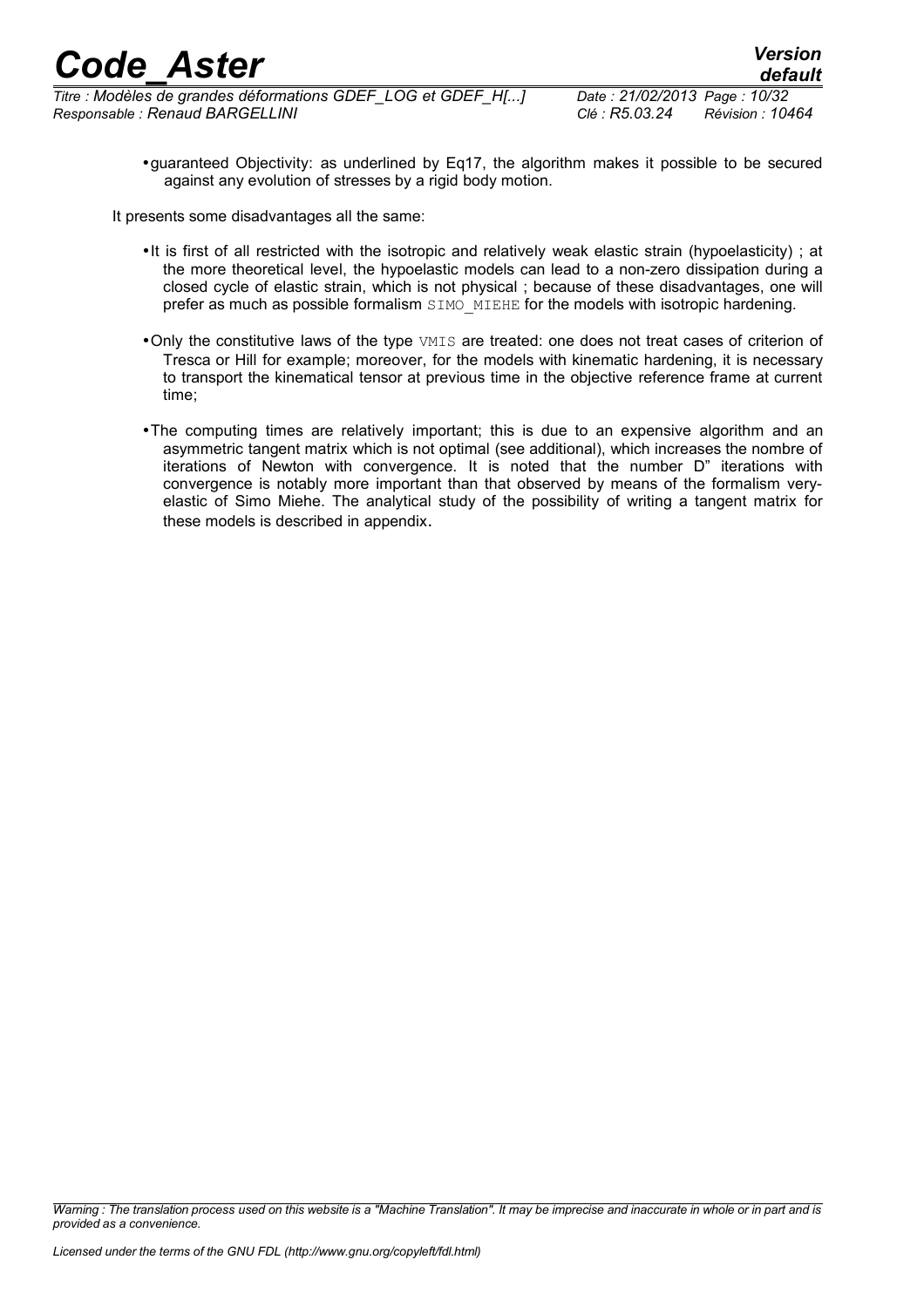* guaranteed Objectivity: as underlined by Eq17, the algorithm makes it possible to be secured against any evolution of stresses by a rigid body motion.

It presents some disadvantages all the same:

* It is first of all restricted with the isotropic and relatively weak elastic strain (hypoelasticity) ; at the more theoretical level, the hypoelastic models can lead to a non-zero dissipation during a closed cycle of elastic strain, which is not physical ; because of these disadvantages, one will prefer as much as possible formalism SIMO_MIEHE for the models with isotropic hardening.
* Only the constitutive laws of the type VMIS are treated: one does not treat cases of criterion of Tresca or Hill for example; moreover, for the models with kinematic hardening, it is necessary to transport the kinematical tensor at previous time in the objective reference frame at current time;
* The computing times are relatively important; this is due to an expensive algorithm and an asymmetric tangent matrix which is not optimal (see additional), which increases the nombre of iterations of Newton with convergence. It is noted that the number D" iterations with convergence is notably more important than that observed by means of the formalism very-elastic of Simo Miehe. The analytical study of the possibility of writing a tangent matrix for these models is described in appendix.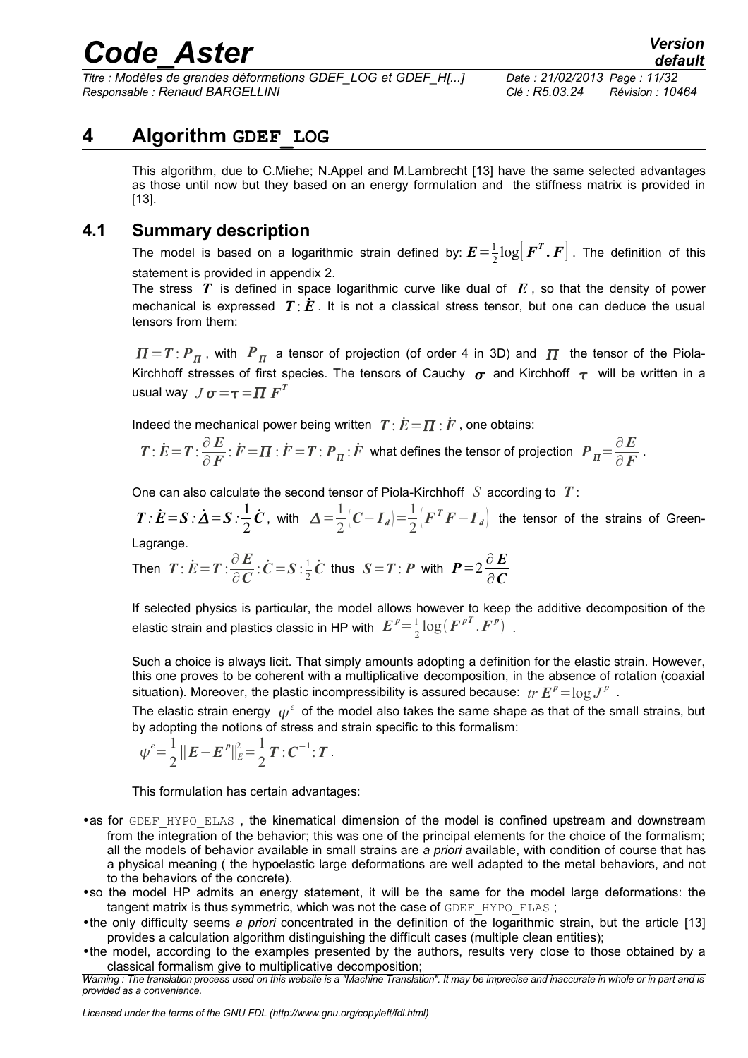# 4 Algorithm GDEF_LOG

This algorithm, due to C.Miehe; N.Appel and M.Lambrecht [13] have the same selected advantages as those until now but they based on an energy formulation and the stiffness matrix is provided in [13].

## 4.1 Summary description

The model is based on a logarithmic strain defined by: $\boldsymbol{E}=\frac{1}{2}\log\left[\boldsymbol{F}^{\boldsymbol{T}}.\boldsymbol{F}\right]$. The definition of this statement is provided in appendix 2.

The stress $\boldsymbol{T}$ is defined in space logarithmic curve like dual of $\boldsymbol{E}$, so that the density of power mechanical is expressed $\boldsymbol{T}:\dot{\boldsymbol{E}}$. It is not a classical stress tensor, but one can deduce the usual tensors from them:

$\boldsymbol{\Pi}=\boldsymbol{T}:\boldsymbol{P}_{\boldsymbol{\Pi}}$, with $\boldsymbol{P}_{\boldsymbol{\Pi}}$ a tensor of projection (of order 4 in 3D) and $\boldsymbol{\Pi}$ the tensor of the Piola-Kirchhoff stresses of first species. The tensors of Cauchy $\boldsymbol{\sigma}$ and Kirchhoff $\boldsymbol{\tau}$ will be written in a usual way $J\boldsymbol{\sigma}=\boldsymbol{\tau}=\boldsymbol{\Pi}\,\boldsymbol{F}^{T}$

Indeed the mechanical power being written $\boldsymbol{T}:\dot{\boldsymbol{E}}=\boldsymbol{\Pi}:\dot{\boldsymbol{F}}$, one obtains:

$\boldsymbol{T}:\dot{\boldsymbol{E}}=\boldsymbol{T}:\dfrac{\partial\boldsymbol{E}}{\partial\boldsymbol{F}}:\dot{\boldsymbol{F}}=\boldsymbol{\Pi}:\dot{\boldsymbol{F}}=\boldsymbol{T}:\boldsymbol{P}_{\boldsymbol{\Pi}}:\dot{\boldsymbol{F}}$ what defines the tensor of projection $\boldsymbol{P}_{\boldsymbol{\Pi}}=\dfrac{\partial\boldsymbol{E}}{\partial\boldsymbol{F}}$.

One can also calculate the second tensor of Piola-Kirchhoff $S$ according to $\boldsymbol{T}$:

$\boldsymbol{T}:\dot{\boldsymbol{E}}=\boldsymbol{S}:\dot{\boldsymbol{\Delta}}=\boldsymbol{S}:\dfrac{1}{2}\dot{\boldsymbol{C}}$, with $\boldsymbol{\Delta}=\dfrac{1}{2}\left(\boldsymbol{C}-\boldsymbol{I}_{d}\right)=\dfrac{1}{2}\left(\boldsymbol{F}^{T}\boldsymbol{F}-\boldsymbol{I}_{d}\right)$ the tensor of the strains of Green-Lagrange.

Then $\boldsymbol{T}:\dot{\boldsymbol{E}}=\boldsymbol{T}:\dfrac{\partial\boldsymbol{E}}{\partial\boldsymbol{C}}:\dot{\boldsymbol{C}}=\boldsymbol{S}:\frac{1}{2}\dot{\boldsymbol{C}}$ thus $\boldsymbol{S}=\boldsymbol{T}:\boldsymbol{P}$ with $\boldsymbol{P}=2\dfrac{\partial\boldsymbol{E}}{\partial\boldsymbol{C}}$

If selected physics is particular, the model allows however to keep the additive decomposition of the elastic strain and plastics classic in HP with $\boldsymbol{E}^{p}=\frac{1}{2}\log\left(\boldsymbol{F}^{pT}.\boldsymbol{F}^{p}\right)$.

Such a choice is always licit. That simply amounts adopting a definition for the elastic strain. However, this one proves to be coherent with a multiplicative decomposition, in the absence of rotation (coaxial situation). Moreover, the plastic incompressibility is assured because: $tr\,\boldsymbol{E}^{p}=\log J^{p}$.

The elastic strain energy $\psi^{e}$ of the model also takes the same shape as that of the small strains, but by adopting the notions of stress and strain specific to this formalism:

$\psi^{e}=\dfrac{1}{2}\|\boldsymbol{E}-\boldsymbol{E}^{p}\|_{E}^{2}=\dfrac{1}{2}\boldsymbol{T}:\boldsymbol{C}^{-1}:\boldsymbol{T}$.

This formulation has certain advantages:

- as for GDEF_HYPO_ELAS , the kinematical dimension of the model is confined upstream and downstream from the integration of the behavior; this was one of the principal elements for the choice of the formalism; all the models of behavior available in small strains are *a priori* available, with condition of course that has a physical meaning ( the hypoelastic large deformations are well adapted to the metal behaviors, and not to the behaviors of the concrete).
- so the model HP admits an energy statement, it will be the same for the model large deformations: the tangent matrix is thus symmetric, which was not the case of GDEF_HYPO_ELAS ;
- the only difficulty seems *a priori* concentrated in the definition of the logarithmic strain, but the article [13] provides a calculation algorithm distinguishing the difficult cases (multiple clean entities);
- the model, according to the examples presented by the authors, results very close to those obtained by a classical formalism give to multiplicative decomposition;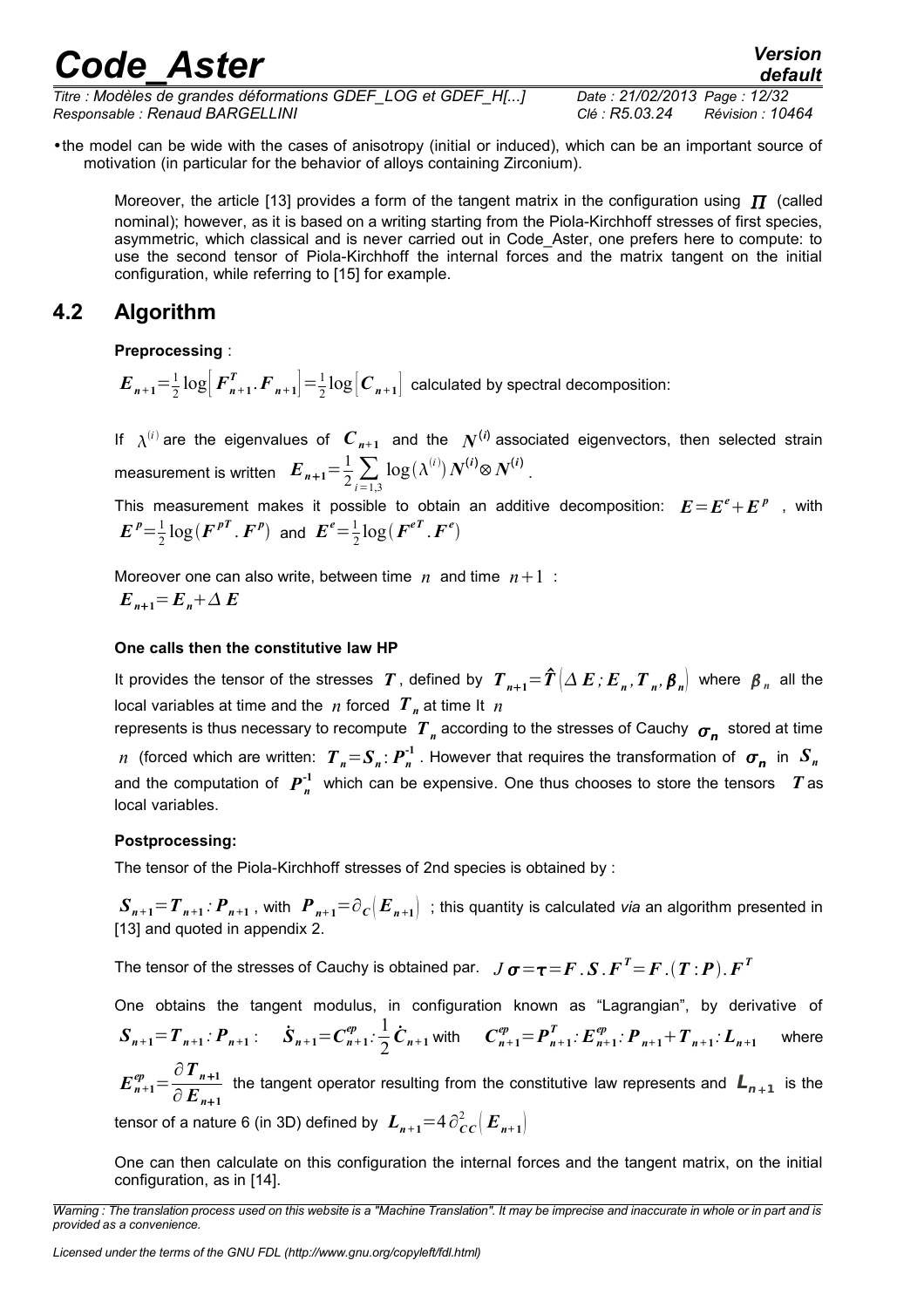- the model can be wide with the cases of anisotropy (initial or induced), which can be an important source of motivation (in particular for the behavior of alloys containing Zirconium).

Moreover, the article [13] provides a form of the tangent matrix in the configuration using $\boldsymbol{\Pi}$ (called nominal); however, as it is based on a writing starting from the Piola-Kirchhoff stresses of first species, asymmetric, which classical and is never carried out in Code_Aster, one prefers here to compute: to use the second tensor of Piola-Kirchhoff the internal forces and the matrix tangent on the initial configuration, while referring to [15] for example.

## 4.2 Algorithm

**Preprocessing** :

$\boldsymbol{E}_{n+1}=\frac{1}{2}\log\left[\boldsymbol{F}_{n+1}^{T}.\boldsymbol{F}_{n+1}\right]=\frac{1}{2}\log\left[\boldsymbol{C}_{n+1}\right]$ calculated by spectral decomposition:

If $\lambda^{(i)}$ are the eigenvalues of $\boldsymbol{C}_{n+1}$ and the $\boldsymbol{N}^{(i)}$ associated eigenvectors, then selected strain measurement is written $\boldsymbol{E}_{n+1}=\frac{1}{2}\sum_{i=1,3}\log(\lambda^{(i)})\boldsymbol{N}^{(i)}\otimes\boldsymbol{N}^{(i)}$.

This measurement makes it possible to obtain an additive decomposition: $\boldsymbol{E}=\boldsymbol{E}^{e}+\boldsymbol{E}^{p}$ , with $\boldsymbol{E}^{p}=\frac{1}{2}\log(\boldsymbol{F}^{pT}.\boldsymbol{F}^{p})$ and $\boldsymbol{E}^{e}=\frac{1}{2}\log(\boldsymbol{F}^{eT}.\boldsymbol{F}^{e})$

Moreover one can also write, between time $n$ and time $n+1$ :

$\boldsymbol{E}_{n+1}=\boldsymbol{E}_{n}+\Delta\,\boldsymbol{E}$

**One calls then the constitutive law HP**

It provides the tensor of the stresses $\boldsymbol{T}$, defined by $\boldsymbol{T}_{n+1}=\hat{\boldsymbol{T}}\left(\Delta\,\boldsymbol{E}\,;\boldsymbol{E}_{n},\boldsymbol{T}_{n},\boldsymbol{\beta}_{n}\right)$ where $\boldsymbol{\beta}_{n}$ all the local variables at time and the $n$ forced $\boldsymbol{T}_{n}$ at time It $n$ represents is thus necessary to recompute $\boldsymbol{T}_{n}$ according to the stresses of Cauchy $\boldsymbol{\sigma}_{n}$ stored at time $n$ (forced which are written: $\boldsymbol{T}_{n}=\boldsymbol{S}_{n}:\boldsymbol{P}_{n}^{-1}$ . However that requires the transformation of $\boldsymbol{\sigma}_{n}$ in $\boldsymbol{S}_{n}$ and the computation of $\boldsymbol{P}_{n}^{-1}$ which can be expensive. One thus chooses to store the tensors $\boldsymbol{T}$ as local variables.

**Postprocessing:**

The tensor of the Piola-Kirchhoff stresses of 2nd species is obtained by :

$\boldsymbol{S}_{n+1}=\boldsymbol{T}_{n+1}:\boldsymbol{P}_{n+1}$ , with $\boldsymbol{P}_{n+1}=\partial_{C}\left(\boldsymbol{E}_{n+1}\right)$ ; this quantity is calculated *via* an algorithm presented in [13] and quoted in appendix 2.

The tensor of the stresses of Cauchy is obtained par. $J\boldsymbol{\sigma}=\boldsymbol{\tau}=\boldsymbol{F}.\boldsymbol{S}.\boldsymbol{F}^{T}=\boldsymbol{F}.(\boldsymbol{T}:\boldsymbol{P}).\boldsymbol{F}^{T}$

One obtains the tangent modulus, in configuration known as "Lagrangian", by derivative of $\boldsymbol{S}_{n+1}=\boldsymbol{T}_{n+1}:\boldsymbol{P}_{n+1}$ : $\dot{\boldsymbol{S}}_{n+1}=\boldsymbol{C}_{n+1}^{ep}:\frac{1}{2}\dot{\boldsymbol{C}}_{n+1}$ with $\boldsymbol{C}_{n+1}^{ep}=\boldsymbol{P}_{n+1}^{T}:\boldsymbol{E}_{n+1}^{ep}:\boldsymbol{P}_{n+1}+\boldsymbol{T}_{n+1}:\boldsymbol{L}_{n+1}$ where $\boldsymbol{E}_{n+1}^{ep}=\frac{\partial\boldsymbol{T}_{n+1}}{\partial\boldsymbol{E}_{n+1}}$ the tangent operator resulting from the constitutive law represents and $\boldsymbol{L}_{n+1}$ is the tensor of a nature 6 (in 3D) defined by $\boldsymbol{L}_{n+1}=4\,\partial_{CC}^{2}\left(\boldsymbol{E}_{n+1}\right)$

One can then calculate on this configuration the internal forces and the tangent matrix, on the initial configuration, as in [14].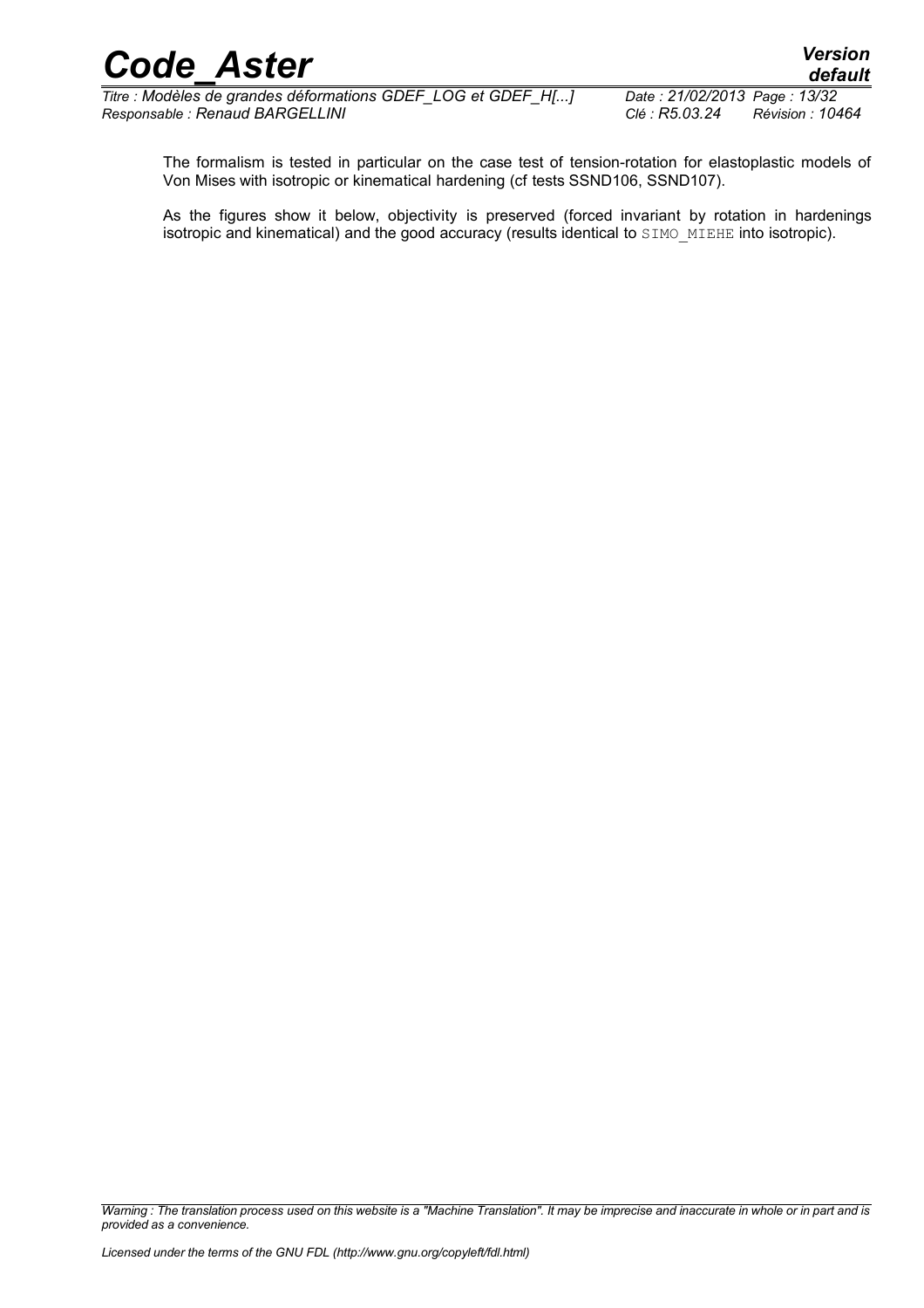The formalism is tested in particular on the case test of tension-rotation for elastoplastic models of Von Mises with isotropic or kinematical hardening (cf tests SSND106, SSND107).

As the figures show it below, objectivity is preserved (forced invariant by rotation in hardenings isotropic and kinematical) and the good accuracy (results identical to SIMO_MIEHE into isotropic).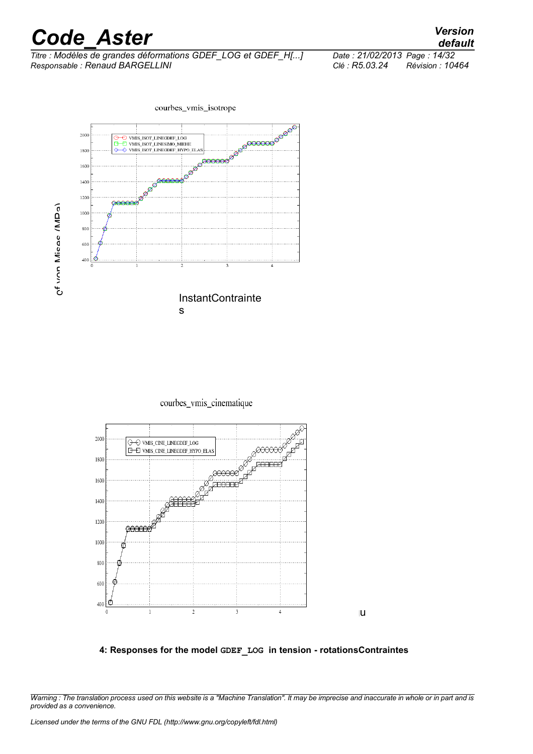courbes_vmis_isotrope

σ von Mises (MPa)

InstantContraintes

courbes_vmis_cinematique

u

**4: Responses for the model GDEF_LOG in tension - rotationsContraintes**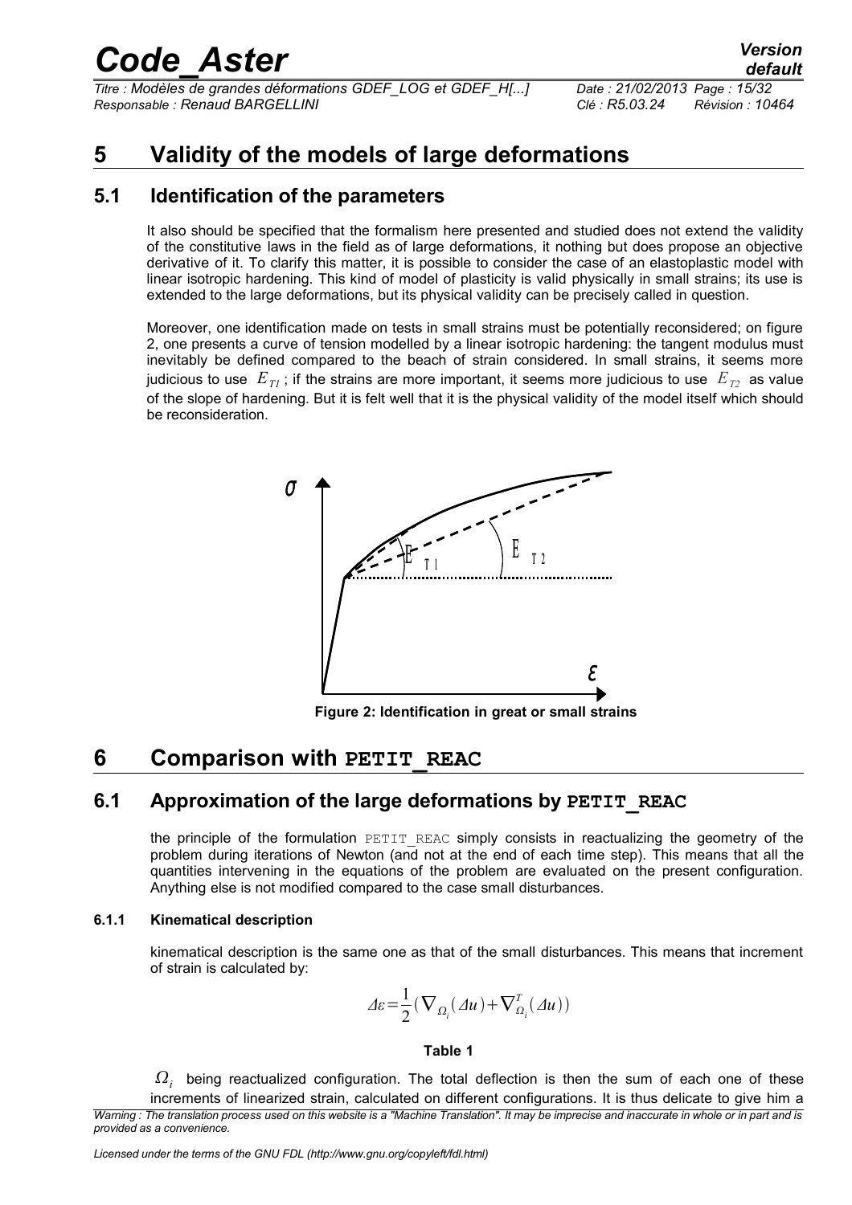# 5 Validity of the models of large deformations

## 5.1 Identification of the parameters

It also should be specified that the formalism here presented and studied does not extend the validity of the constitutive laws in the field as of large deformations, it nothing but does propose an objective derivative of it. To clarify this matter, it is possible to consider the case of an elastoplastic model with linear isotropic hardening. This kind of model of plasticity is valid physically in small strains; its use is extended to the large deformations, but its physical validity can be precisely called in question.

Moreover, one identification made on tests in small strains must be potentially reconsidered; on figure 2, one presents a curve of tension modelled by a linear isotropic hardening: the tangent modulus must inevitably be defined compared to the beach of strain considered. In small strains, it seems more judicious to use $E_{T1}$; if the strains are more important, it seems more judicious to use $E_{T2}$ as value of the slope of hardening. But it is felt well that it is the physical validity of the model itself which should be reconsideration.

**Figure 2: Identification in great or small strains**

# 6 Comparison with PETIT_REAC

## 6.1 Approximation of the large deformations by PETIT_REAC

the principle of the formulation PETIT_REAC simply consists in reactualizing the geometry of the problem during iterations of Newton (and not at the end of each time step). This means that all the quantities intervening in the equations of the problem are evaluated on the present configuration. Anything else is not modified compared to the case small disturbances.

### 6.1.1 Kinematical description

kinematical description is the same one as that of the small disturbances. This means that increment of strain is calculated by:

$$\Delta\varepsilon=\frac{1}{2}\left(\nabla_{\Omega_i}(\Delta u)+\nabla_{\Omega_i}^{T}(\Delta u)\right)$$

**Table 1**

$\Omega_i$ being reactualized configuration. The total deflection is then the sum of each one of these increments of linearized strain, calculated on different configurations. It is thus delicate to give him a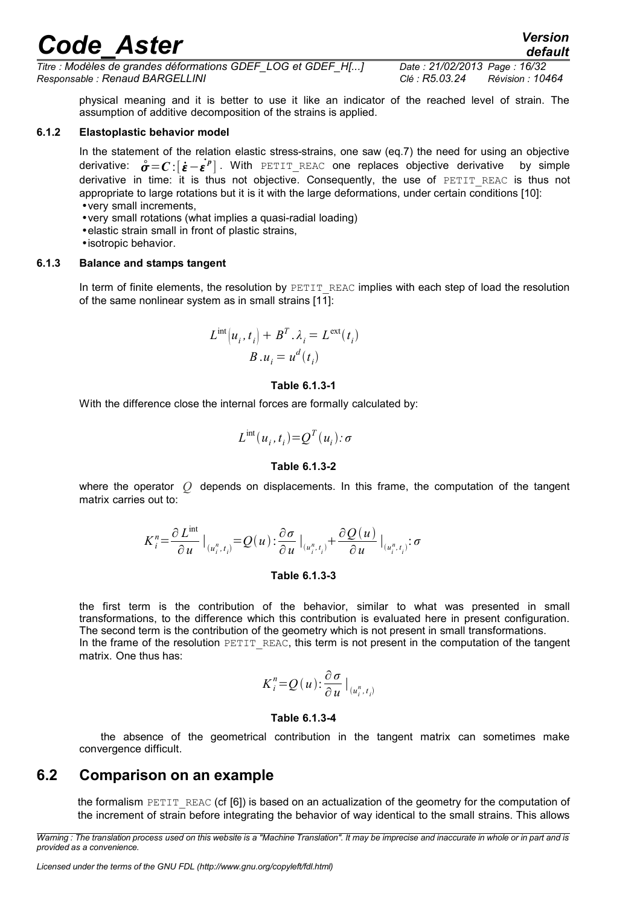physical meaning and it is better to use it like an indicator of the reached level of strain. The assumption of additive decomposition of the strains is applied.

### 6.1.2 Elastoplastic behavior model

In the statement of the relation elastic stress-strains, one saw (eq.7) the need for using an objective derivative: $\overset{\circ}{\boldsymbol{\sigma}}=\boldsymbol{C}:[\dot{\boldsymbol{\varepsilon}}-\dot{\boldsymbol{\varepsilon}}^{p}]$. With PETIT_REAC one replaces objective derivative by simple derivative in time: it is thus not objective. Consequently, the use of PETIT_REAC is thus not appropriate to large rotations but it is it with the large deformations, under certain conditions [10]:

- very small increments,
- very small rotations (what implies a quasi-radial loading)
- elastic strain small in front of plastic strains,
- isotropic behavior.

### 6.1.3 Balance and stamps tangent

In term of finite elements, the resolution by PETIT_REAC implies with each step of load the resolution of the same nonlinear system as in small strains [11]:

$$L^{\text{int}}(u_i, t_i) + B^T.\lambda_i = L^{\text{ext}}(t_i)$$
$$B.u_i = u^d(t_i)$$

**Table 6.1.3-1**

With the difference close the internal forces are formally calculated by:

$$L^{\text{int}}(u_i, t_i) = Q^T(u_i):\sigma$$

**Table 6.1.3-2**

where the operator $Q$ depends on displacements. In this frame, the computation of the tangent matrix carries out to:

$$K_i^n = \frac{\partial L^{\text{int}}}{\partial u}\Big|_{(u_i^n, t_i)} = Q(u):\frac{\partial \sigma}{\partial u}\Big|_{(u_i^n, t_i)} + \frac{\partial Q(u)}{\partial u}\Big|_{(u_i^n, t_i)}:\sigma$$

**Table 6.1.3-3**

the first term is the contribution of the behavior, similar to what was presented in small transformations, to the difference which this contribution is evaluated here in present configuration. The second term is the contribution of the geometry which is not present in small transformations.
In the frame of the resolution PETIT_REAC, this term is not present in the computation of the tangent matrix. One thus has:

$$K_i^n = Q(u):\frac{\partial \sigma}{\partial u}\Big|_{(u_i^n, t_i)}$$

**Table 6.1.3-4**

the absence of the geometrical contribution in the tangent matrix can sometimes make convergence difficult.

## 6.2 Comparison on an example

the formalism PETIT_REAC (cf [6]) is based on an actualization of the geometry for the computation of the increment of strain before integrating the behavior of way identical to the small strains. This allows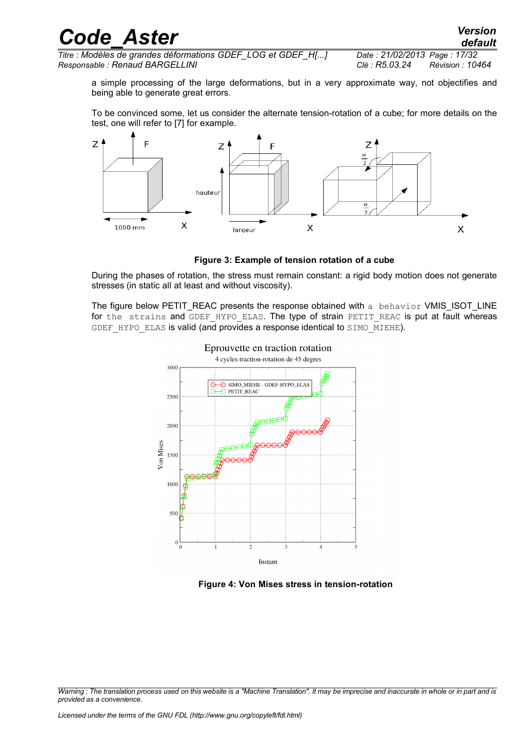a simple processing of the large deformations, but in a very approximate way, not objectifies and being able to generate great errors.

To be convinced some, let us consider the alternate tension-rotation of a cube; for more details on the test, one will refer to [7] for example.

**Figure 3: Example of tension rotation of a cube**

During the phases of rotation, the stress must remain constant: a rigid body motion does not generate stresses (in static all at least and without viscosity).

The figure below PETIT_REAC presents the response obtained with a behavior VMIS_ISOT_LINE for the strains and GDEF_HYPO_ELAS. The type of strain PETIT_REAC is put at fault whereas GDEF_HYPO_ELAS is valid (and provides a response identical to SIMO_MIEHE).

**Figure 4: Von Mises stress in tension-rotation**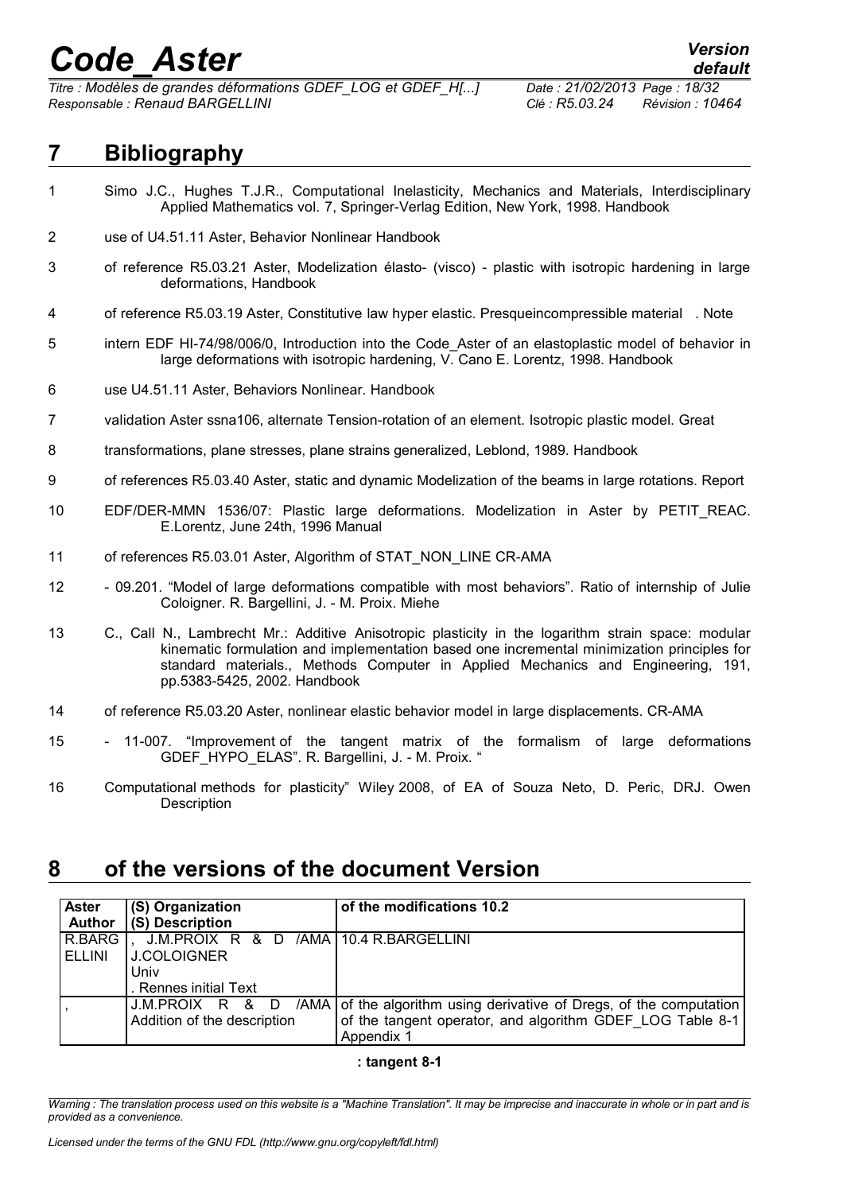# 7 Bibliography

1. Simo J.C., Hughes T.J.R., Computational Inelasticity, Mechanics and Materials, Interdisciplinary Applied Mathematics vol. 7, Springer-Verlag Edition, New York, 1998. Handbook
2. use of U4.51.11 Aster, Behavior Nonlinear Handbook
3. of reference R5.03.21 Aster, Modelization élasto- (visco) - plastic with isotropic hardening in large deformations, Handbook
4. of reference R5.03.19 Aster, Constitutive law hyper elastic. Presqueincompressible material . Note
5. intern EDF HI-74/98/006/0, Introduction into the Code_Aster of an elastoplastic model of behavior in large deformations with isotropic hardening, V. Cano E. Lorentz, 1998. Handbook
6. use U4.51.11 Aster, Behaviors Nonlinear. Handbook
7. validation Aster ssna106, alternate Tension-rotation of an element. Isotropic plastic model. Great
8. transformations, plane stresses, plane strains generalized, Leblond, 1989. Handbook
9. of references R5.03.40 Aster, static and dynamic Modelization of the beams in large rotations. Report
10. EDF/DER-MMN 1536/07: Plastic large deformations. Modelization in Aster by PETIT_REAC. E.Lorentz, June 24th, 1996 Manual
11. of references R5.03.01 Aster, Algorithm of STAT_NON_LINE CR-AMA
12. - 09.201. "Model of large deformations compatible with most behaviors". Ratio of internship of Julie Cologner. R. Bargellini, J. - M. Proix. Miehe
13. C., Call N., Lambrecht Mr.: Additive Anisotropic plasticity in the logarithm strain space: modular kinematic formulation and implementation based one incremental minimization principles for standard materials., Methods Computer in Applied Mechanics and Engineering, 191, pp.5383-5425, 2002. Handbook
14. of reference R5.03.20 Aster, nonlinear elastic behavior model in large displacements. CR-AMA
15. - 11-007. "Improvement of the tangent matrix of the formalism of large deformations GDEF_HYPO_ELAS". R. Bargellini, J. - M. Proix. "
16. Computational methods for plasticity" Wiley 2008, of EA of Souza Neto, D. Peric, DRJ. Owen Description

# 8 of the versions of the document Version

| Aster Author | (S) Organization (S) Description | of the modifications 10.2 |
|---|---|---|
| R.BARGELLINI | , J.M.PROIX R & D /AMA J.COLOIGNER Univ . Rennes initial Text | 10.4 R.BARGELLINI |
| , | J.M.PROIX R & D /AMA Addition of the description | of the algorithm using derivative of Dregs, of the computation of the tangent operator, and algorithm GDEF_LOG Table 8-1 Appendix 1 |

**: tangent 8-1**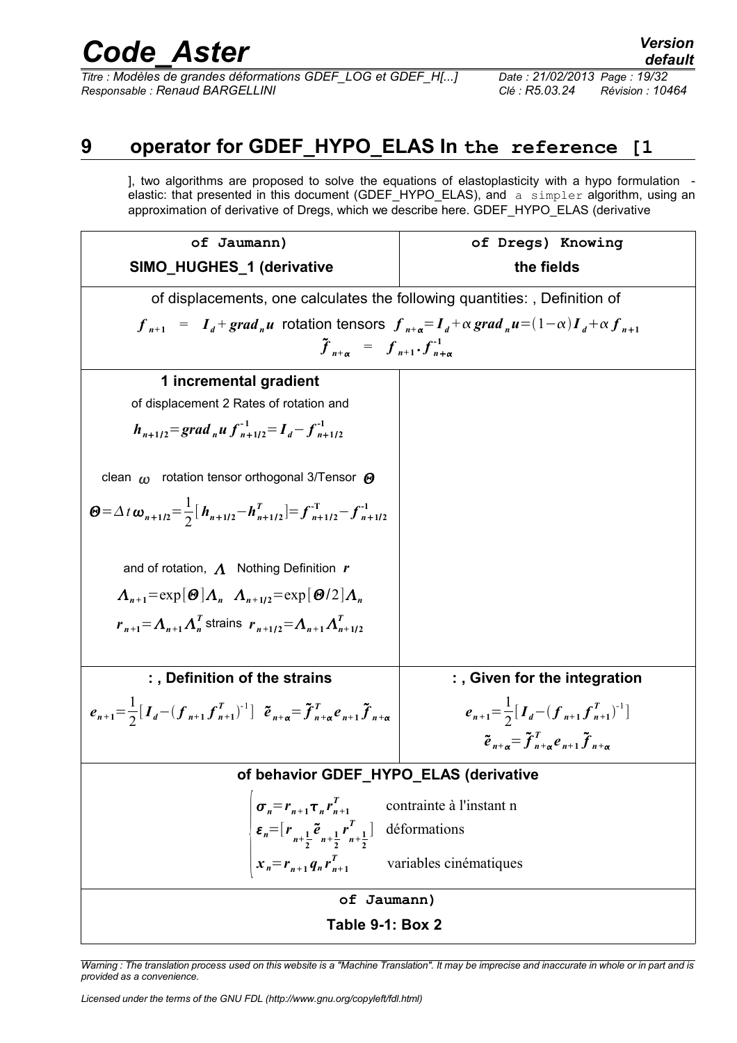## 9 operator for GDEF_HYPO_ELAS In the reference [1

], two algorithms are proposed to solve the equations of elastoplasticity with a hypo formulation - elastic: that presented in this document (GDEF_HYPO_ELAS), and a simpler algorithm, using an approximation of derivative of Dregs, which we describe here. GDEF_HYPO_ELAS (derivative

| of Jaumann) SIMO_HUGHES_1 (derivative | of Dregs) Knowing the fields |
|---|---|
| of displacements, one calculates the following quantities: , Definition of $\boldsymbol{f}_{n+1} = \boldsymbol{I}_d + \boldsymbol{grad}_n \boldsymbol{u}$ rotation tensors $\boldsymbol{f}_{n+\alpha} = \boldsymbol{I}_d + \alpha\, \boldsymbol{grad}_n \boldsymbol{u} = (1-\alpha)\boldsymbol{I}_d + \alpha \boldsymbol{f}_{n+1}$ $\tilde{\boldsymbol{f}}_{n+\alpha} = \boldsymbol{f}_{n+1} \cdot \boldsymbol{f}^{-1}_{n+\alpha}$ | |
| **1 incremental gradient** of displacement 2 Rates of rotation and $\boldsymbol{h}_{n+1/2} = \boldsymbol{grad}_n \boldsymbol{u}\, \boldsymbol{f}^{-1}_{n+1/2} = \boldsymbol{I}_d - \boldsymbol{f}^{-1}_{n+1/2}$ clean $\boldsymbol{\omega}$ rotation tensor orthogonal 3/Tensor $\boldsymbol{\Theta}$ $\boldsymbol{\Theta} = \Delta t\, \boldsymbol{\omega}_{n+1/2} = \frac{1}{2}[\boldsymbol{h}_{n+1/2} - \boldsymbol{h}^T_{n+1/2}] = \boldsymbol{f}^{-T}_{n+1/2} - \boldsymbol{f}^{-1}_{n+1/2}$ and of rotation, $\boldsymbol{\Lambda}$ Nothing Definition $\boldsymbol{r}$ $\boldsymbol{\Lambda}_{n+1} = \exp[\boldsymbol{\Theta}]\boldsymbol{\Lambda}_n \quad \boldsymbol{\Lambda}_{n+1/2} = \exp[\boldsymbol{\Theta}/2]\boldsymbol{\Lambda}_n$ $\boldsymbol{r}_{n+1} = \boldsymbol{\Lambda}_{n+1}\boldsymbol{\Lambda}^T_n$ strains $\boldsymbol{r}_{n+1/2} = \boldsymbol{\Lambda}_{n+1}\boldsymbol{\Lambda}^T_{n+1/2}$ | |
| **: , Definition of the strains** $\boldsymbol{e}_{n+1} = \frac{1}{2}[\boldsymbol{I}_d - (\boldsymbol{f}_{n+1}\boldsymbol{f}^T_{n+1})^{-1}] \quad \tilde{\boldsymbol{e}}_{n+\alpha} = \tilde{\boldsymbol{f}}^T_{n+\alpha} \boldsymbol{e}_{n+1} \tilde{\boldsymbol{f}}_{n+\alpha}$ | **: , Given for the integration** $\boldsymbol{e}_{n+1} = \frac{1}{2}[\boldsymbol{I}_d - (\boldsymbol{f}_{n+1}\boldsymbol{f}^T_{n+1})^{-1}]$ $\tilde{\boldsymbol{e}}_{n+\alpha} = \tilde{\boldsymbol{f}}^T_{n+\alpha} \boldsymbol{e}_{n+1} \tilde{\boldsymbol{f}}_{n+\alpha}$ |
| **of behavior GDEF_HYPO_ELAS (derivative** $\begin{cases} \boldsymbol{\sigma}_n = \boldsymbol{r}_{n+1}\boldsymbol{\tau}_n \boldsymbol{r}^T_{n+1} & \text{contrainte à l'instant n} \\ \boldsymbol{\varepsilon}_n = [\boldsymbol{r}_{n+\frac{1}{2}} \tilde{\boldsymbol{e}}_{n+\frac{1}{2}} \boldsymbol{r}^T_{n+\frac{1}{2}}] & \text{déformations} \\ \boldsymbol{x}_n = \boldsymbol{r}_{n+1}\boldsymbol{q}_n \boldsymbol{r}^T_{n+1} & \text{variables cinématiques} \end{cases}$ | |
| of Jaumann) | |

**Table 9-1: Box 2**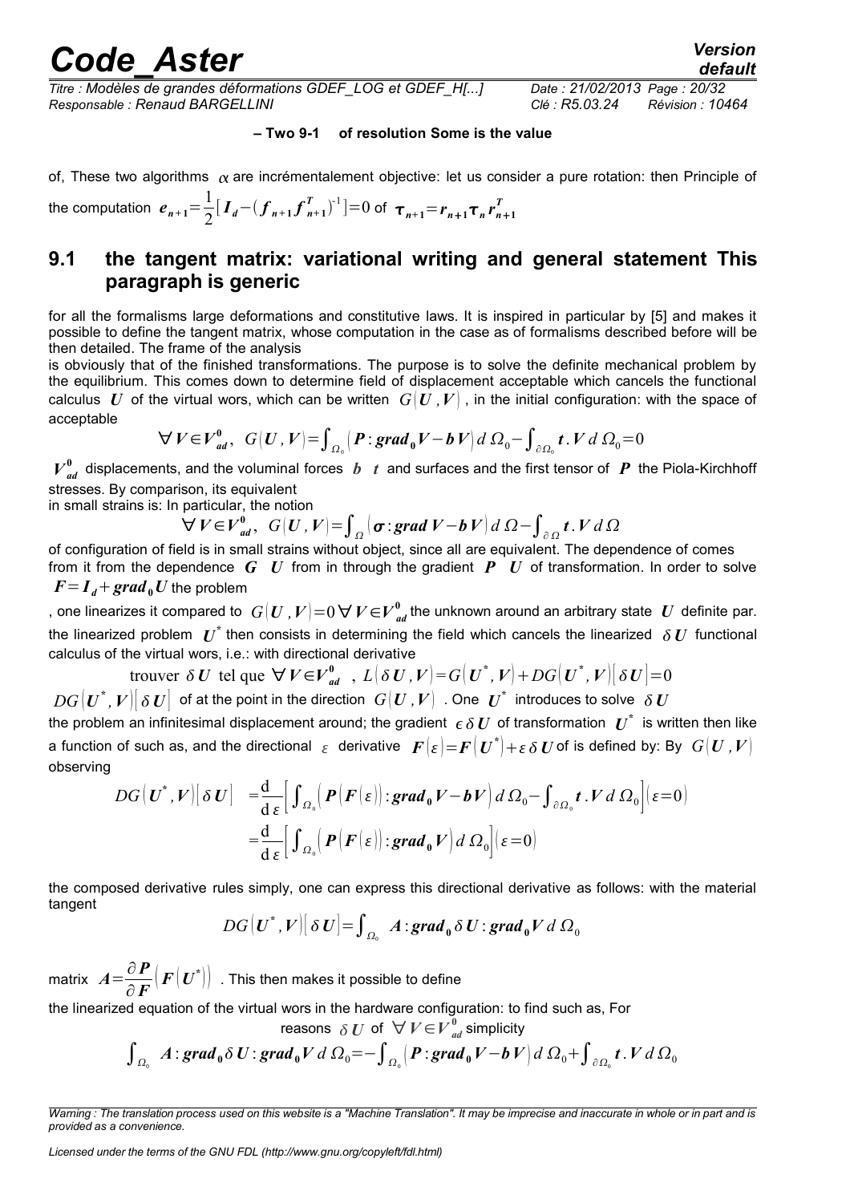**– Two 9-1 of resolution Some is the value**

of, These two algorithms $\alpha$ are incrémentalement objective: let us consider a pure rotation: then Principle of the computation $e_{n+1}=\frac{1}{2}[I_d-(f_{n+1}f_{n+1}^T)^{-1}]=0$ of $\tau_{n+1}=r_{n+1}\tau_n r_{n+1}^T$

## 9.1 the tangent matrix: variational writing and general statement This paragraph is generic

for all the formalisms large deformations and constitutive laws. It is inspired in particular by [5] and makes it possible to define the tangent matrix, whose computation in the case as of formalisms described before will be then detailed. The frame of the analysis

is obviously that of the finished transformations. The purpose is to solve the definite mechanical problem by the equilibrium. This comes down to determine field of displacement acceptable which cancels the functional calculus $U$ of the virtual wors, which can be written $G(U,V)$, in the initial configuration: with the space of acceptable

$$\forall V\in V_{ad}^0,\quad G(U,V)=\int_{\Omega_0}\left(P:grad_0 V-b\,V\right)d\,\Omega_0-\int_{\partial\Omega_0}t.V\,d\,\Omega_0=0$$

$V_{ad}^0$ displacements, and the voluminal forces $b$ $t$ and surfaces and the first tensor of $P$ the Piola-Kirchhoff stresses. By comparison, its equivalent

in small strains is: In particular, the notion

$$\forall V\in V_{ad}^0,\quad G(U,V)=\int_{\Omega}\left(\sigma:grad\,V-b\,V\right)d\,\Omega-\int_{\partial\Omega}t.V\,d\,\Omega$$

of configuration of field is in small strains without object, since all are equivalent. The dependence of comes from it from the dependence $G$ $U$ from in through the gradient $P$ $U$ of transformation. In order to solve $F=I_d+grad_0 U$ the problem

, one linearizes it compared to $G(U,V)=0\;\forall V\in V_{ad}^0$ the unknown around an arbitrary state $U$ definite par. the linearized problem $U^*$ then consists in determining the field which cancels the linearized $\delta U$ functional calculus of the virtual wors, i.e.: with directional derivative

$$\text{trouver }\delta U\text{ tel que }\forall V\in V_{ad}^0\;,\;L(\delta U,V)=G(U^*,V)+DG(U^*,V)[\delta U]=0$$

$DG(U^*,V)[\delta U]$ of at the point in the direction $G(U,V)$. One $U^*$ introduces to solve $\delta U$ the problem an infinitesimal displacement around; the gradient $\epsilon\,\delta U$ of transformation $U^*$ is written then like a function of such as, and the directional $\varepsilon$ derivative $F(\varepsilon)=F(U^*)+\varepsilon\,\delta U$ of is defined by: By $G(U,V)$ observing

$$\begin{aligned}DG(U^*,V)[\delta U]&=\frac{\mathrm{d}}{\mathrm{d}\,\varepsilon}\left[\int_{\Omega_0}\left(P(F(\varepsilon)):grad_0 V-b\,V\right)d\,\Omega_0-\int_{\partial\Omega_0}t.V\,d\,\Omega_0\right](\varepsilon=0)\\&=\frac{\mathrm{d}}{\mathrm{d}\,\varepsilon}\left[\int_{\Omega_0}\left(P(F(\varepsilon)):grad_0 V\right)d\,\Omega_0\right](\varepsilon=0)\end{aligned}$$

the composed derivative rules simply, one can express this directional derivative as follows: with the material tangent

$$DG(U^*,V)[\delta U]=\int_{\Omega_0}A:grad_0\,\delta U:grad_0 V\,d\,\Omega_0$$

matrix $A=\frac{\partial P}{\partial F}\left(F(U^*)\right)$. This then makes it possible to define

the linearized equation of the virtual wors in the hardware configuration: to find such as, For reasons $\delta U$ of $\forall V\in V_{ad}^0$ simplicity

$$\int_{\Omega_0}A:grad_0\,\delta U:grad_0 V\,d\,\Omega_0=-\int_{\Omega_0}\left(P:grad_0 V-b\,V\right)d\,\Omega_0+\int_{\partial\Omega_0}t.V\,d\,\Omega_0$$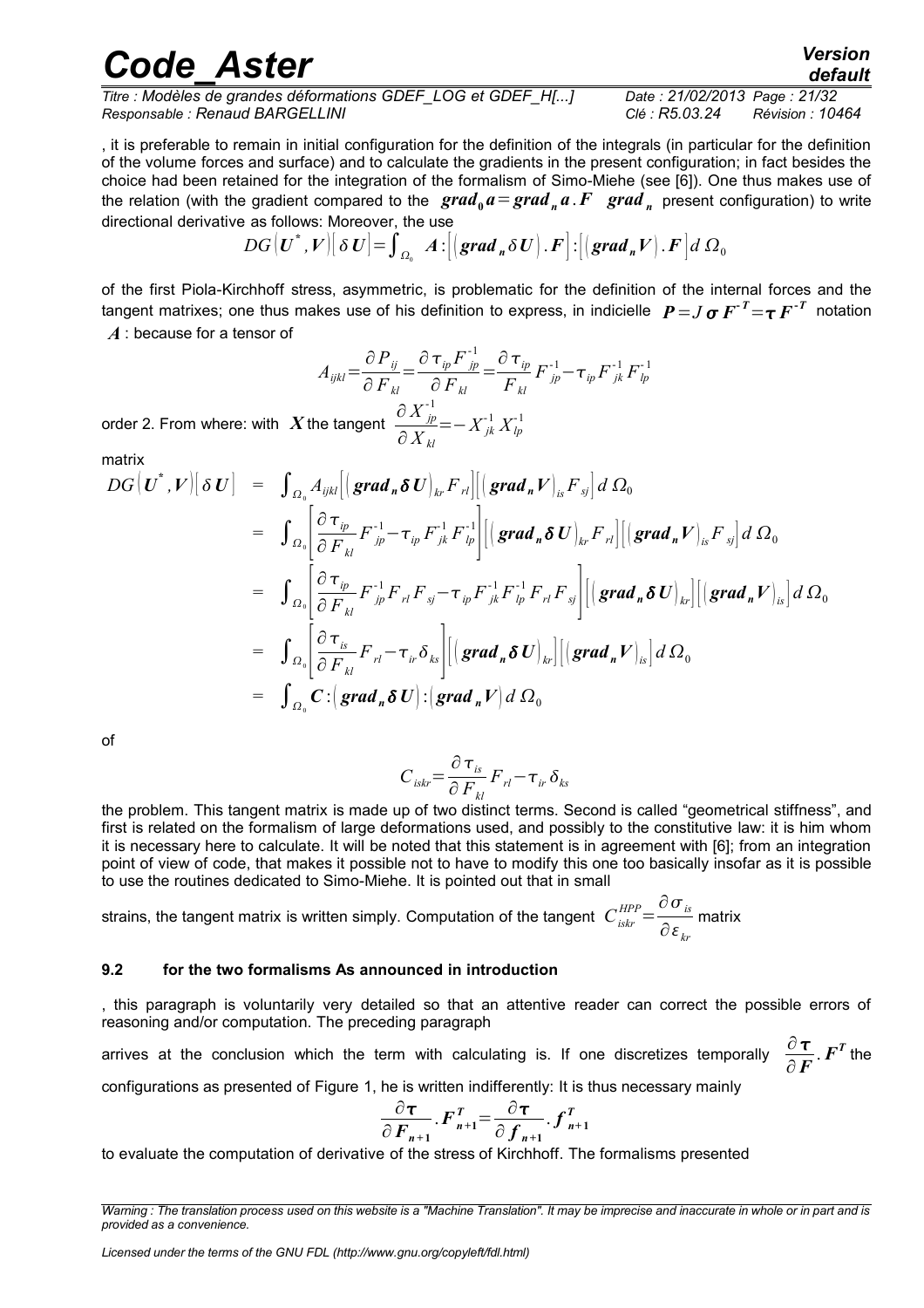, it is preferable to remain in initial configuration for the definition of the integrals (in particular for the definition of the volume forces and surface) and to calculate the gradients in the present configuration; in fact besides the choice had been retained for the integration of the formalism of Simo-Miehe (see [6]). One thus makes use of the relation (with the gradient compared to the $\boldsymbol{grad_0 a} = \boldsymbol{grad_n a} . \boldsymbol{F}$ $\boldsymbol{grad}_n$ present configuration) to write directional derivative as follows: Moreover, the use

$$DG\left(\boldsymbol{U}^*, \boldsymbol{V}\right)\left[\delta \boldsymbol{U}\right] = \int_{\Omega_0} \boldsymbol{A} : \left[\left(\boldsymbol{grad}_n \delta \boldsymbol{U}\right) . \boldsymbol{F}\right] : \left[\left(\boldsymbol{grad}_n \boldsymbol{V}\right) . \boldsymbol{F}\right] d\,\Omega_0$$

of the first Piola-Kirchhoff stress, asymmetric, is problematic for the definition of the internal forces and the tangent matrixes; one thus makes use of his definition to express, in indicielle $\boldsymbol{P} = J\,\boldsymbol{\sigma}\,\boldsymbol{F}^{-T} = \boldsymbol{\tau}\,\boldsymbol{F}^{-T}$ notation $\boldsymbol{A}$ : because for a tensor of

$$A_{ijkl} = \frac{\partial P_{ij}}{\partial F_{kl}} = \frac{\partial \tau_{ip} F^{-1}_{jp}}{\partial F_{kl}} = \frac{\partial \tau_{ip}}{F_{kl}} F^{-1}_{jp} - \tau_{ip} F^{-1}_{jk} F^{-1}_{lp}$$

order 2. From where: with $\boldsymbol{X}$ the tangent $\dfrac{\partial X^{-1}_{jp}}{\partial X_{kl}} = -X^{-1}_{jk} X^{-1}_{lp}$

matrix

$$\begin{aligned}
DG\left(\boldsymbol{U}^*, \boldsymbol{V}\right)\left[\delta \boldsymbol{U}\right] &= \int_{\Omega_0} A_{ijkl}\left[\left(\boldsymbol{grad}_n \boldsymbol{\delta U}\right)_{kr} F_{rl}\right]\left[\left(\boldsymbol{grad}_n \boldsymbol{V}\right)_{is} F_{sj}\right] d\,\Omega_0 \\
&= \int_{\Omega_0} \left[\frac{\partial \tau_{ip}}{\partial F_{kl}} F^{-1}_{jp} - \tau_{ip} F^{-1}_{jk} F^{-1}_{lp}\right]\left[\left(\boldsymbol{grad}_n \boldsymbol{\delta U}\right)_{kr} F_{rl}\right]\left[\left(\boldsymbol{grad}_n \boldsymbol{V}\right)_{is} F_{sj}\right] d\,\Omega_0 \\
&= \int_{\Omega_0} \left[\frac{\partial \tau_{ip}}{\partial F_{kl}} F^{-1}_{jp} F_{rl} F_{sj} - \tau_{ip} F^{-1}_{jk} F^{-1}_{lp} F_{rl} F_{sj}\right]\left[\left(\boldsymbol{grad}_n \boldsymbol{\delta U}\right)_{kr}\right]\left[\left(\boldsymbol{grad}_n \boldsymbol{V}\right)_{is}\right] d\,\Omega_0 \\
&= \int_{\Omega_0} \left[\frac{\partial \tau_{is}}{\partial F_{kl}} F_{rl} - \tau_{ir} \delta_{ks}\right]\left[\left(\boldsymbol{grad}_n \boldsymbol{\delta U}\right)_{kr}\right]\left[\left(\boldsymbol{grad}_n \boldsymbol{V}\right)_{is}\right] d\,\Omega_0 \\
&= \int_{\Omega_0} \boldsymbol{C} : \left(\boldsymbol{grad}_n \boldsymbol{\delta U}\right) : \left(\boldsymbol{grad}_n \boldsymbol{V}\right) d\,\Omega_0
\end{aligned}$$

of

$$C_{iskr} = \frac{\partial \tau_{is}}{\partial F_{kl}} F_{rl} - \tau_{ir} \delta_{ks}$$

the problem. This tangent matrix is made up of two distinct terms. Second is called "geometrical stiffness", and first is related on the formalism of large deformations used, and possibly to the constitutive law: it is him whom it is necessary here to calculate. It will be noted that this statement is in agreement with [6]; from an integration point of view of code, that makes it possible not to have to modify this one too basically insofar as it is possible to use the routines dedicated to Simo-Miehe. It is pointed out that in small

strains, the tangent matrix is written simply. Computation of the tangent $C^{HPP}_{iskr} = \dfrac{\partial \sigma_{is}}{\partial \varepsilon_{kr}}$ matrix

### 9.2 for the two formalisms As announced in introduction

, this paragraph is voluntarily very detailed so that an attentive reader can correct the possible errors of reasoning and/or computation. The preceding paragraph

arrives at the conclusion which the term with calculating is. If one discretizes temporally $\dfrac{\partial \boldsymbol{\tau}}{\partial \boldsymbol{F}} . \boldsymbol{F}^T$ the configurations as presented of Figure 1, he is written indifferently: It is thus necessary mainly

$$\frac{\partial \boldsymbol{\tau}}{\partial \boldsymbol{F}_{n+1}} . \boldsymbol{F}^T_{n+1} = \frac{\partial \boldsymbol{\tau}}{\partial \boldsymbol{f}_{n+1}} . \boldsymbol{f}^T_{n+1}$$

to evaluate the computation of derivative of the stress of Kirchhoff. The formalisms presented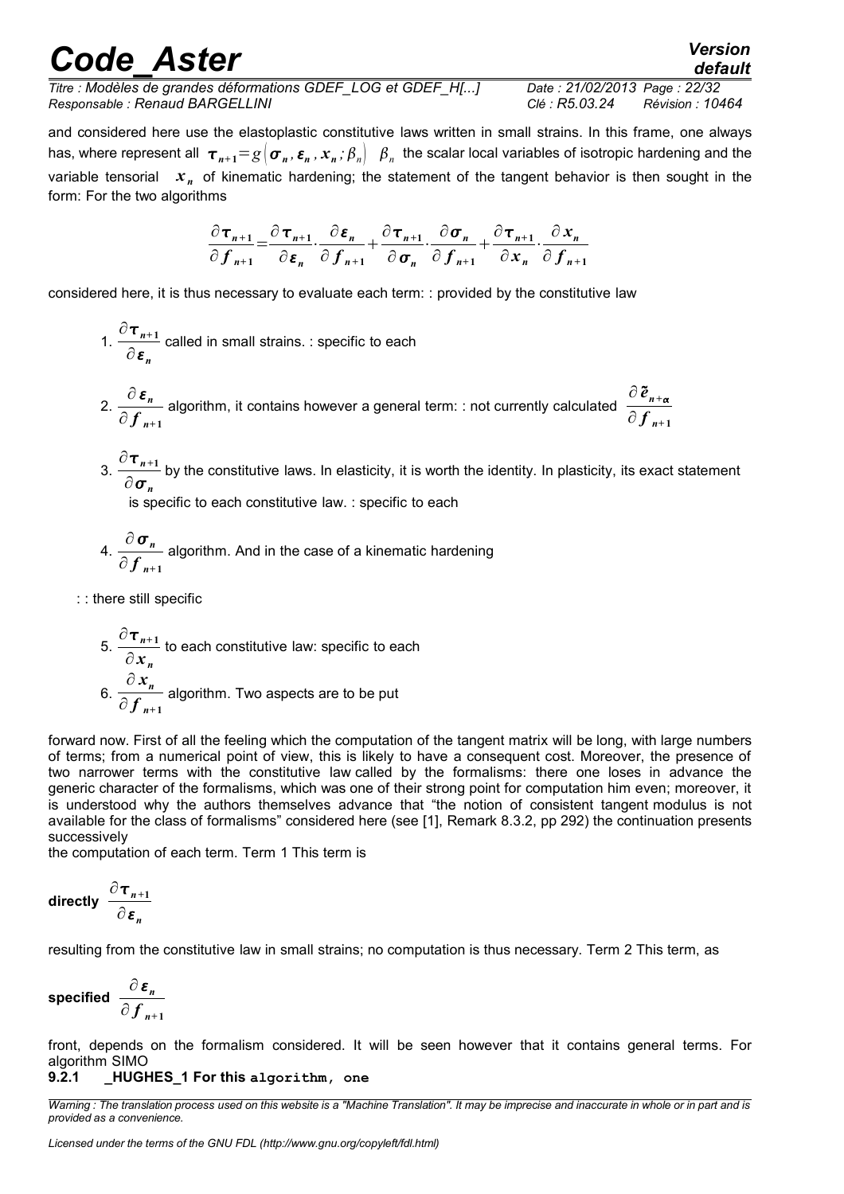and considered here use the elastoplastic constitutive laws written in small strains. In this frame, one always has, where represent all $\boldsymbol{\tau}_{n+1}=g\left(\boldsymbol{\sigma}_n, \boldsymbol{\varepsilon}_n, \boldsymbol{x}_n ; \beta_n\right)$ $\beta_n$ the scalar local variables of isotropic hardening and the variable tensorial $\boldsymbol{x}_n$ of kinematic hardening; the statement of the tangent behavior is then sought in the form: For the two algorithms

$$\frac{\partial \boldsymbol{\tau}_{n+1}}{\partial \boldsymbol{f}_{n+1}}=\frac{\partial \boldsymbol{\tau}_{n+1}}{\partial \boldsymbol{\varepsilon}_n} \cdot \frac{\partial \boldsymbol{\varepsilon}_n}{\partial \boldsymbol{f}_{n+1}}+\frac{\partial \boldsymbol{\tau}_{n+1}}{\partial \boldsymbol{\sigma}_n} \cdot \frac{\partial \boldsymbol{\sigma}_n}{\partial \boldsymbol{f}_{n+1}}+\frac{\partial \boldsymbol{\tau}_{n+1}}{\partial \boldsymbol{x}_n} \cdot \frac{\partial \boldsymbol{x}_n}{\partial \boldsymbol{f}_{n+1}}$$

considered here, it is thus necessary to evaluate each term: : provided by the constitutive law

1. $\dfrac{\partial \boldsymbol{\tau}_{n+1}}{\partial \boldsymbol{\varepsilon}_n}$ called in small strains. : specific to each

2. $\dfrac{\partial \boldsymbol{\varepsilon}_n}{\partial \boldsymbol{f}_{n+1}}$ algorithm, it contains however a general term: : not currently calculated $\dfrac{\partial \tilde{\boldsymbol{e}}_{n+\boldsymbol{\alpha}}}{\partial \boldsymbol{f}_{n+1}}$

3. $\dfrac{\partial \boldsymbol{\tau}_{n+1}}{\partial \boldsymbol{\sigma}_n}$ by the constitutive laws. In elasticity, it is worth the identity. In plasticity, its exact statement is specific to each constitutive law. : specific to each

4. $\dfrac{\partial \boldsymbol{\sigma}_n}{\partial \boldsymbol{f}_{n+1}}$ algorithm. And in the case of a kinematic hardening

: : there still specific

5. $\dfrac{\partial \boldsymbol{\tau}_{n+1}}{\partial \boldsymbol{x}_n}$ to each constitutive law: specific to each

6. $\dfrac{\partial \boldsymbol{x}_n}{\partial \boldsymbol{f}_{n+1}}$ algorithm. Two aspects are to be put

forward now. First of all the feeling which the computation of the tangent matrix will be long, with large numbers of terms; from a numerical point of view, this is likely to have a consequent cost. Moreover, the presence of two narrower terms with the constitutive law called by the formalisms: there one loses in advance the generic character of the formalisms, which was one of their strong point for computation him even; moreover, it is understood why the authors themselves advance that "the notion of consistent tangent modulus is not available for the class of formalisms" considered here (see [1], Remark 8.3.2, pp 292) the continuation presents successively

the computation of each term. Term 1 This term is

**directly** $\dfrac{\partial \boldsymbol{\tau}_{n+1}}{\partial \boldsymbol{\varepsilon}_n}$

resulting from the constitutive law in small strains; no computation is thus necessary. Term 2 This term, as

**specified** $\dfrac{\partial \boldsymbol{\varepsilon}_n}{\partial \boldsymbol{f}_{n+1}}$

front, depends on the formalism considered. It will be seen however that it contains general terms. For algorithm SIMO

#### 9.2.1 _HUGHES_1 For this algorithm, one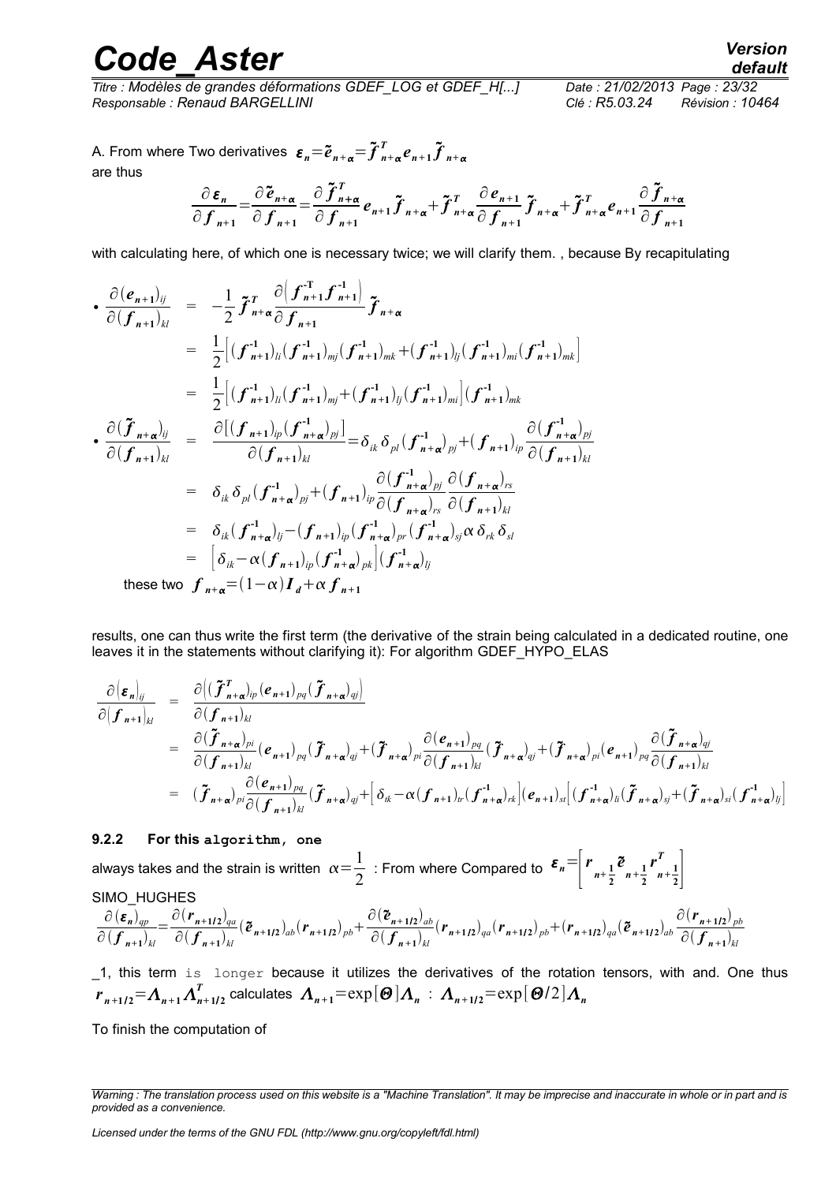A. From where Two derivatives $\boldsymbol{\varepsilon}_n = \tilde{\boldsymbol{e}}_{n+\alpha} = \tilde{\boldsymbol{f}}^T_{n+\alpha} \boldsymbol{e}_{n+1} \tilde{\boldsymbol{f}}_{n+\alpha}$ are thus

$$\frac{\partial \boldsymbol{\varepsilon}_n}{\partial \boldsymbol{f}_{n+1}} = \frac{\partial \tilde{\boldsymbol{e}}_{n+\alpha}}{\partial \boldsymbol{f}_{n+1}} = \frac{\partial \tilde{\boldsymbol{f}}^T_{n+\alpha}}{\partial \boldsymbol{f}_{n+1}} \boldsymbol{e}_{n+1} \tilde{\boldsymbol{f}}_{n+\alpha} + \tilde{\boldsymbol{f}}^T_{n+\alpha} \frac{\partial \boldsymbol{e}_{n+1}}{\partial \boldsymbol{f}_{n+1}} \tilde{\boldsymbol{f}}_{n+\alpha} + \tilde{\boldsymbol{f}}^T_{n+\alpha} \boldsymbol{e}_{n+1} \frac{\partial \tilde{\boldsymbol{f}}_{n+\alpha}}{\partial \boldsymbol{f}_{n+1}}$$

with calculating here, of which one is necessary twice; we will clarify them. , because By recapitulating

- $$\begin{aligned}
\frac{\partial (\boldsymbol{e}_{n+1})_{ij}}{\partial (\boldsymbol{f}_{n+1})_{kl}} &= -\frac{1}{2} \tilde{\boldsymbol{f}}^T_{n+\alpha} \frac{\partial \left( \boldsymbol{f}^{-T}_{n+1} \boldsymbol{f}^{-1}_{n+1} \right)}{\partial \boldsymbol{f}_{n+1}} \tilde{\boldsymbol{f}}_{n+\alpha} \\
&= \frac{1}{2} \left[ (\boldsymbol{f}^{-1}_{n+1})_{li} (\boldsymbol{f}^{-1}_{n+1})_{mj} (\boldsymbol{f}^{-1}_{n+1})_{mk} + (\boldsymbol{f}^{-1}_{n+1})_{lj} (\boldsymbol{f}^{-1}_{n+1})_{mi} (\boldsymbol{f}^{-1}_{n+1})_{mk} \right] \\
&= \frac{1}{2} \left[ (\boldsymbol{f}^{-1}_{n+1})_{li} (\boldsymbol{f}^{-1}_{n+1})_{mj} + (\boldsymbol{f}^{-1}_{n+1})_{lj} (\boldsymbol{f}^{-1}_{n+1})_{mi} \right] (\boldsymbol{f}^{-1}_{n+1})_{mk}
\end{aligned}$$
- $$\begin{aligned}
\frac{\partial (\tilde{\boldsymbol{f}}_{n+\alpha})_{ij}}{\partial (\boldsymbol{f}_{n+1})_{kl}} &= \frac{\partial \left[ (\boldsymbol{f}_{n+1})_{ip} (\boldsymbol{f}^{-1}_{n+\alpha})_{pj} \right]}{\partial (\boldsymbol{f}_{n+1})_{kl}} = \delta_{ik} \delta_{pl} (\boldsymbol{f}^{-1}_{n+\alpha})_{pj} + (\boldsymbol{f}_{n+1})_{ip} \frac{\partial (\boldsymbol{f}^{-1}_{n+\alpha})_{pj}}{\partial (\boldsymbol{f}_{n+1})_{kl}} \\
&= \delta_{ik} \delta_{pl} (\boldsymbol{f}^{-1}_{n+\alpha})_{pj} + (\boldsymbol{f}_{n+1})_{ip} \frac{\partial (\boldsymbol{f}^{-1}_{n+\alpha})_{pj}}{\partial (\boldsymbol{f}_{n+\alpha})_{rs}} \frac{\partial (\boldsymbol{f}_{n+\alpha})_{rs}}{\partial (\boldsymbol{f}_{n+1})_{kl}} \\
&= \delta_{ik} (\boldsymbol{f}^{-1}_{n+\alpha})_{lj} - (\boldsymbol{f}_{n+1})_{ip} (\boldsymbol{f}^{-1}_{n+\alpha})_{pr} (\boldsymbol{f}^{-1}_{n+\alpha})_{sj} \alpha \delta_{rk} \delta_{sl} \\
&= \left[ \delta_{ik} - \alpha (\boldsymbol{f}_{n+1})_{ip} (\boldsymbol{f}^{-1}_{n+\alpha})_{pk} \right] (\boldsymbol{f}^{-1}_{n+\alpha})_{lj}
\end{aligned}$$

  these two $\boldsymbol{f}_{n+\alpha} = (1-\alpha) \boldsymbol{I}_d + \alpha \boldsymbol{f}_{n+1}$

results, one can thus write the first term (the derivative of the strain being calculated in a dedicated routine, one leaves it in the statements without clarifying it): For algorithm GDEF_HYPO_ELAS

$$\begin{aligned}
\frac{\partial (\boldsymbol{\varepsilon}_n)_{ij}}{\partial (\boldsymbol{f}_{n+1})_{kl}} &= \frac{\partial \left( (\tilde{\boldsymbol{f}}^T_{n+\alpha})_{ip} (\boldsymbol{e}_{n+1})_{pq} (\tilde{\boldsymbol{f}}_{n+\alpha})_{qj} \right)}{\partial (\boldsymbol{f}_{n+1})_{kl}} \\
&= \frac{\partial (\tilde{\boldsymbol{f}}_{n+\alpha})_{pi}}{\partial (\boldsymbol{f}_{n+1})_{kl}} (\boldsymbol{e}_{n+1})_{pq} (\tilde{\boldsymbol{f}}_{n+\alpha})_{qj} + (\tilde{\boldsymbol{f}}_{n+\alpha})_{pi} \frac{\partial (\boldsymbol{e}_{n+1})_{pq}}{\partial (\boldsymbol{f}_{n+1})_{kl}} (\tilde{\boldsymbol{f}}_{n+\alpha})_{qj} + (\tilde{\boldsymbol{f}}_{n+\alpha})_{pi} (\boldsymbol{e}_{n+1})_{pq} \frac{\partial (\tilde{\boldsymbol{f}}_{n+\alpha})_{qj}}{\partial (\boldsymbol{f}_{n+1})_{kl}} \\
&= (\tilde{\boldsymbol{f}}_{n+\alpha})_{pi} \frac{\partial (\boldsymbol{e}_{n+1})_{pq}}{\partial (\boldsymbol{f}_{n+1})_{kl}} (\tilde{\boldsymbol{f}}_{n+\alpha})_{qj} + \left[ \delta_{tk} - \alpha (\boldsymbol{f}_{n+1})_{tr} (\boldsymbol{f}^{-1}_{n+\alpha})_{rk} \right] (\boldsymbol{e}_{n+1})_{st} \left[ (\boldsymbol{f}^{-1}_{n+\alpha})_{li} (\tilde{\boldsymbol{f}}_{n+\alpha})_{sj} + (\tilde{\boldsymbol{f}}_{n+\alpha})_{si} (\boldsymbol{f}^{-1}_{n+\alpha})_{lj} \right]
\end{aligned}$$

### 9.2.2 For this algorithm, one

always takes and the strain is written $\alpha = \frac{1}{2}$ : From where Compared to $\boldsymbol{\varepsilon}_n = \left[ \boldsymbol{r}_{n+\frac{1}{2}} \tilde{\boldsymbol{e}}_{n+\frac{1}{2}} \boldsymbol{r}^T_{n+\frac{1}{2}} \right]$

SIMO_HUGHES

$$\frac{\partial (\boldsymbol{\varepsilon}_n)_{qp}}{\partial (\boldsymbol{f}_{n+1})_{kl}} = \frac{\partial (\boldsymbol{r}_{n+1/2})_{qa}}{\partial (\boldsymbol{f}_{n+1})_{kl}} (\tilde{\boldsymbol{e}}_{n+1/2})_{ab} (\boldsymbol{r}_{n+1/2})_{pb} + \frac{\partial (\tilde{\boldsymbol{e}}_{n+1/2})_{ab}}{\partial (\boldsymbol{f}_{n+1})_{kl}} (\boldsymbol{r}_{n+1/2})_{qa} (\boldsymbol{r}_{n+1/2})_{pb} + (\boldsymbol{r}_{n+1/2})_{qa} (\tilde{\boldsymbol{e}}_{n+1/2})_{ab} \frac{\partial (\boldsymbol{r}_{n+1/2})_{pb}}{\partial (\boldsymbol{f}_{n+1})_{kl}}$$

_1, this term is longer because it utilizes the derivatives of the rotation tensors, with and. One thus $\boldsymbol{r}_{n+1/2} = \boldsymbol{\Lambda}_{n+1} \boldsymbol{\Lambda}^T_{n+1/2}$ calculates $\boldsymbol{\Lambda}_{n+1} = \exp[\boldsymbol{\Theta}] \boldsymbol{\Lambda}_n$ : $\boldsymbol{\Lambda}_{n+1/2} = \exp[\boldsymbol{\Theta}/2] \boldsymbol{\Lambda}_n$

To finish the computation of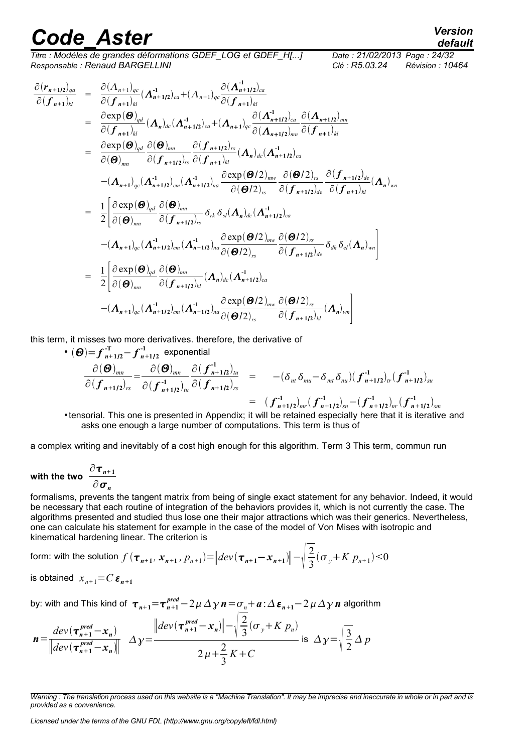$$
\begin{aligned}
\frac{\partial(\boldsymbol{r}_{n+1/2})_{qa}}{\partial(\boldsymbol{f}_{n+1})_{kl}} &= \frac{\partial(\Lambda_{n+1})_{qc}}{\partial(\boldsymbol{f}_{n+1})_{kl}}(\boldsymbol{\Lambda}^{-1}_{n+1/2})_{ca}+(\Lambda_{n+1})_{qc}\frac{\partial(\boldsymbol{\Lambda}^{-1}_{n+1/2})_{ca}}{\partial(\boldsymbol{f}_{n+1})_{kl}}\\
&= \frac{\partial\exp(\boldsymbol{\Theta})_{qd}}{\partial(\boldsymbol{f}_{n+1})_{kl}}(\boldsymbol{\Lambda}_{n})_{dc}(\boldsymbol{\Lambda}^{-1}_{n+1/2})_{ca}+(\boldsymbol{\Lambda}_{n+1})_{qc}\frac{\partial(\boldsymbol{\Lambda}^{-1}_{n+1/2})_{ca}}{\partial(\boldsymbol{\Lambda}_{n+1/2})_{mn}}\frac{\partial(\boldsymbol{\Lambda}_{n+1/2})_{mn}}{\partial(\boldsymbol{f}_{n+1})_{kl}}\\
&= \frac{\partial\exp(\boldsymbol{\Theta})_{qd}}{\partial(\boldsymbol{\Theta})_{mn}}\frac{\partial(\boldsymbol{\Theta})_{mn}}{\partial(\boldsymbol{f}_{n+1/2})_{rs}}\frac{\partial(\boldsymbol{f}_{n+1/2})_{rs}}{\partial(\boldsymbol{f}_{n+1})_{kl}}(\boldsymbol{\Lambda}_{n})_{dc}(\boldsymbol{\Lambda}^{-1}_{n+1/2})_{ca}\\
&\quad -(\boldsymbol{\Lambda}_{n+1})_{qc}(\boldsymbol{\Lambda}^{-1}_{n+1/2})_{cm}(\boldsymbol{\Lambda}^{-1}_{n+1/2})_{na}\frac{\partial\exp(\boldsymbol{\Theta}/2)_{mw}}{\partial(\boldsymbol{\Theta}/2)_{rs}}\frac{\partial(\boldsymbol{\Theta}/2)_{rs}}{\partial(\boldsymbol{f}_{n+1/2})_{de}}\frac{\partial(\boldsymbol{f}_{n+1/2})_{de}}{\partial(\boldsymbol{f}_{n+1})_{kl}}(\boldsymbol{\Lambda}_{n})_{wn}\\
&= \frac{1}{2}\Bigg[\frac{\partial\exp(\boldsymbol{\Theta})_{qd}}{\partial(\boldsymbol{\Theta})_{mn}}\frac{\partial(\boldsymbol{\Theta})_{mn}}{\partial(\boldsymbol{f}_{n+1/2})_{rs}}\delta_{rk}\delta_{sl}(\boldsymbol{\Lambda}_{n})_{dc}(\boldsymbol{\Lambda}^{-1}_{n+1/2})_{ca}\\
&\quad -(\boldsymbol{\Lambda}_{n+1})_{qc}(\boldsymbol{\Lambda}^{-1}_{n+1/2})_{cm}(\boldsymbol{\Lambda}^{-1}_{n+1/2})_{na}\frac{\partial\exp(\boldsymbol{\Theta}/2)_{mw}}{\partial(\boldsymbol{\Theta}/2)_{rs}}\frac{\partial(\boldsymbol{\Theta}/2)_{rs}}{\partial(\boldsymbol{f}_{n+1/2})_{de}}\delta_{dk}\delta_{el}(\boldsymbol{\Lambda}_{n})_{wn}\Bigg]\\
&= \frac{1}{2}\Bigg[\frac{\partial\exp(\boldsymbol{\Theta})_{qd}}{\partial(\boldsymbol{\Theta})_{mn}}\frac{\partial(\boldsymbol{\Theta})_{mn}}{\partial(\boldsymbol{f}_{n+1/2})_{kl}}(\boldsymbol{\Lambda}_{n})_{dc}(\boldsymbol{\Lambda}^{-1}_{n+1/2})_{ca}\\
&\quad -(\boldsymbol{\Lambda}_{n+1})_{qc}(\boldsymbol{\Lambda}^{-1}_{n+1/2})_{cm}(\boldsymbol{\Lambda}^{-1}_{n+1/2})_{na}\frac{\partial\exp(\boldsymbol{\Theta}/2)_{mw}}{\partial(\boldsymbol{\Theta}/2)_{rs}}\frac{\partial(\boldsymbol{\Theta}/2)_{rs}}{\partial(\boldsymbol{f}_{n+1/2})_{kl}}(\boldsymbol{\Lambda}_{n})_{wn}\Bigg]
\end{aligned}
$$

this term, it misses two more derivatives. therefore, the derivative of

- $(\boldsymbol{\Theta})=\boldsymbol{f}^{-T}_{n+1/2}-\boldsymbol{f}^{-1}_{n+1/2}$ exponential

$$
\begin{aligned}
\frac{\partial(\boldsymbol{\Theta})_{mn}}{\partial(\boldsymbol{f}_{n+1/2})_{rs}}=\frac{\partial(\boldsymbol{\Theta})_{mn}}{\partial(\boldsymbol{f}^{-1}_{n+1/2})_{tu}}\frac{\partial(\boldsymbol{f}^{-1}_{n+1/2})_{tu}}{\partial(\boldsymbol{f}_{n+1/2})_{rs}} &= -(\delta_{nt}\delta_{mu}-\delta_{mt}\delta_{nu})(\boldsymbol{f}^{-1}_{n+1/2})_{tr}(\boldsymbol{f}^{-1}_{n+1/2})_{su}\\
&= (\boldsymbol{f}^{-1}_{n+1/2})_{mr}(\boldsymbol{f}^{-1}_{n+1/2})_{sn}-(\boldsymbol{f}^{-1}_{n+1/2})_{nr}(\boldsymbol{f}^{-1}_{n+1/2})_{sm}
\end{aligned}
$$

- tensorial. This one is presented in Appendix; it will be retained especially here that it is iterative and asks one enough a large number of computations. This term is thus of

a complex writing and inevitably of a cost high enough for this algorithm. Term 3 This term, commun run

**with the two** $\dfrac{\partial\boldsymbol{\tau}_{n+1}}{\partial\boldsymbol{\sigma}_{n}}$

formalisms, prevents the tangent matrix from being of single exact statement for any behavior. Indeed, it would be necessary that each routine of integration of the behaviors provides it, which is not currently the case. The algorithms presented and studied thus lose one their major attractions which was their generics. Nevertheless, one can calculate his statement for example in the case of the model of Von Mises with isotropic and kinematical hardening linear. The criterion is

form: with the solution $f(\boldsymbol{\tau}_{n+1},\boldsymbol{x}_{n+1},p_{n+1})=\|dev(\boldsymbol{\tau}_{n+1}-\boldsymbol{x}_{n+1})\|-\sqrt{\dfrac{2}{3}}(\sigma_y+K\,p_{n+1})\leq 0$

is obtained $x_{n+1}=C\,\boldsymbol{\varepsilon}_{n+1}$

by: with and This kind of $\boldsymbol{\tau}_{n+1}=\boldsymbol{\tau}^{pred}_{n+1}-2\mu\,\Delta\gamma\,\boldsymbol{n}=\sigma_n+\boldsymbol{a}:\Delta\boldsymbol{\varepsilon}_{n+1}-2\mu\,\Delta\gamma\,\boldsymbol{n}$ algorithm

$$
\boldsymbol{n}=\frac{dev(\boldsymbol{\tau}^{pred}_{n+1}-\boldsymbol{x}_{n})}{\|dev(\boldsymbol{\tau}^{pred}_{n+1}-\boldsymbol{x}_{n})\|}\quad \Delta\gamma=\frac{\|dev(\boldsymbol{\tau}^{pred}_{n+1}-\boldsymbol{x}_{n})\|-\sqrt{\dfrac{2}{3}}(\sigma_y+K\,p_n)}{2\mu+\dfrac{2}{3}K+C}\ \text{is}\ \Delta\gamma=\sqrt{\frac{3}{2}}\Delta p
$$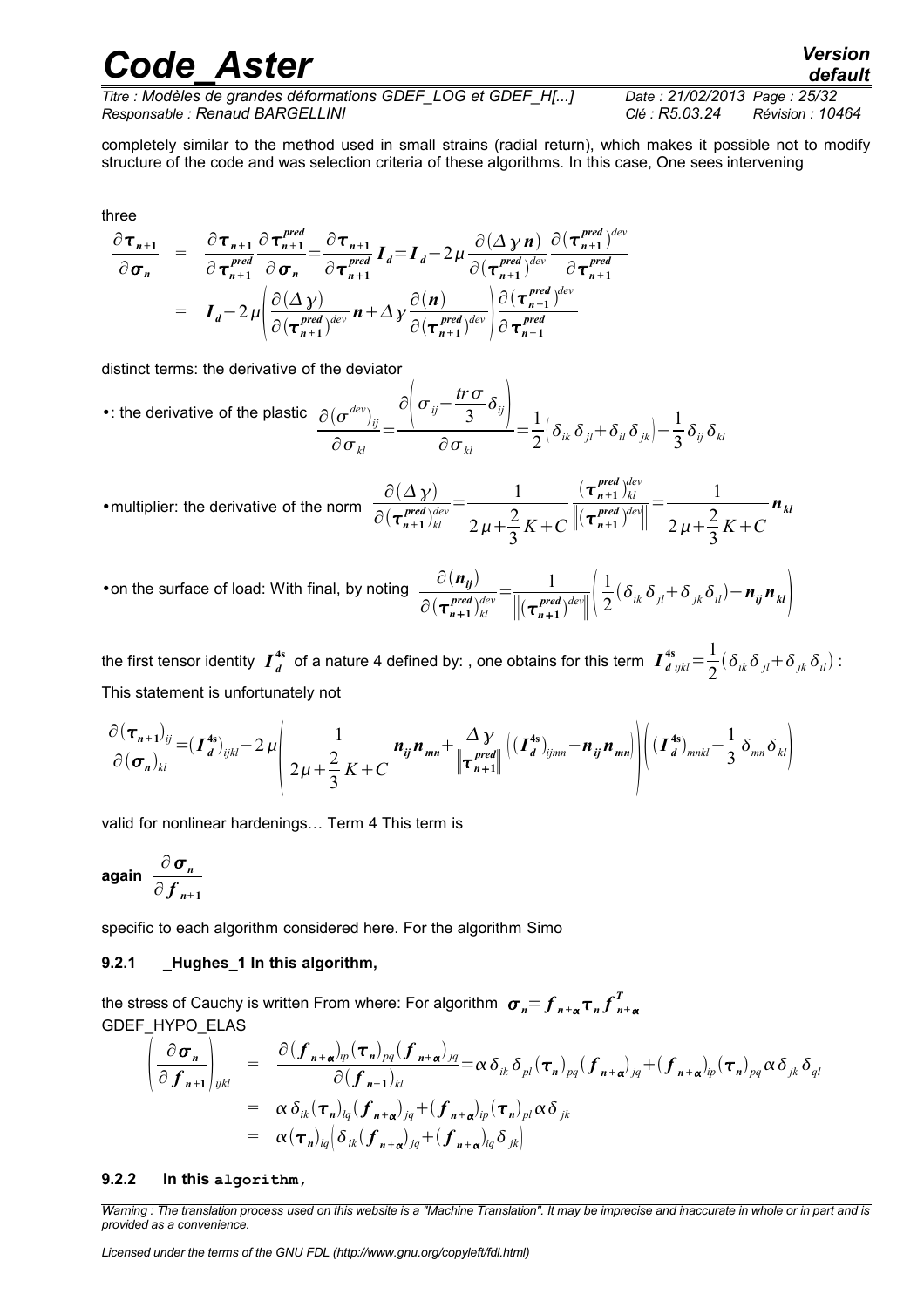completely similar to the method used in small strains (radial return), which makes it possible not to modify structure of the code and was selection criteria of these algorithms. In this case, One sees intervening

three

$$
\begin{aligned}
\frac{\partial \boldsymbol{\tau}_{n+1}}{\partial \boldsymbol{\sigma}_n} &= \frac{\partial \boldsymbol{\tau}_{n+1}}{\partial \boldsymbol{\tau}_{n+1}^{pred}} \frac{\partial \boldsymbol{\tau}_{n+1}^{pred}}{\partial \boldsymbol{\sigma}_n} = \frac{\partial \boldsymbol{\tau}_{n+1}}{\partial \boldsymbol{\tau}_{n+1}^{pred}} \boldsymbol{I}_d = \boldsymbol{I}_d - 2\mu \frac{\partial(\Delta\gamma \boldsymbol{n})}{\partial(\boldsymbol{\tau}_{n+1}^{pred})^{dev}} \frac{\partial(\boldsymbol{\tau}_{n+1}^{pred})^{dev}}{\partial \boldsymbol{\tau}_{n+1}^{pred}} \\
&= \boldsymbol{I}_d - 2\mu \left( \frac{\partial(\Delta\gamma)}{\partial(\boldsymbol{\tau}_{n+1}^{pred})^{dev}} \boldsymbol{n} + \Delta\gamma \frac{\partial(\boldsymbol{n})}{\partial(\boldsymbol{\tau}_{n+1}^{pred})^{dev}} \right) \frac{\partial(\boldsymbol{\tau}_{n+1}^{pred})^{dev}}{\partial \boldsymbol{\tau}_{n+1}^{pred}}
\end{aligned}
$$

distinct terms: the derivative of the deviator

- : the derivative of the plastic $\frac{\partial(\sigma^{dev})_{ij}}{\partial \sigma_{kl}} = \frac{\partial\left(\sigma_{ij} - \frac{tr\,\sigma}{3}\delta_{ij}\right)}{\partial \sigma_{kl}} = \frac{1}{2}\left(\delta_{ik}\delta_{jl} + \delta_{il}\delta_{jk}\right) - \frac{1}{3}\delta_{ij}\delta_{kl}$

- multiplier: the derivative of the norm $\frac{\partial(\Delta\gamma)}{\partial(\boldsymbol{\tau}_{n+1}^{pred})_{kl}^{dev}} = \frac{1}{2\mu + \frac{2}{3}K + C} \frac{(\boldsymbol{\tau}_{n+1}^{pred})_{kl}^{dev}}{\left\|(\boldsymbol{\tau}_{n+1}^{pred})^{dev}\right\|} = \frac{1}{2\mu + \frac{2}{3}K + C} \boldsymbol{n}_{kl}$

- on the surface of load: With final, by noting $\frac{\partial(\boldsymbol{n}_{ij})}{\partial(\boldsymbol{\tau}_{n+1}^{pred})_{kl}^{dev}} = \frac{1}{\left\|(\boldsymbol{\tau}_{n+1}^{pred})^{dev}\right\|}\left(\frac{1}{2}(\delta_{ik}\delta_{jl} + \delta_{jk}\delta_{il}) - \boldsymbol{n}_{ij}\boldsymbol{n}_{kl}\right)$

the first tensor identity $\boldsymbol{I}_d^{4s}$ of a nature 4 defined by: , one obtains for this term $\boldsymbol{I}_{d\,ijkl}^{4s} = \frac{1}{2}(\delta_{ik}\delta_{jl} + \delta_{jk}\delta_{il})$ :

This statement is unfortunately not

$$
\frac{\partial(\boldsymbol{\tau}_{n+1})_{ij}}{\partial(\boldsymbol{\sigma}_n)_{kl}} = (\boldsymbol{I}_d^{4s})_{ijkl} - 2\mu\left(\frac{1}{2\mu + \frac{2}{3}K + C}\boldsymbol{n}_{ij}\boldsymbol{n}_{mn} + \frac{\Delta\gamma}{\left\|\boldsymbol{\tau}_{n+1}^{pred}\right\|}\left((\boldsymbol{I}_d^{4s})_{ijmn} - \boldsymbol{n}_{ij}\boldsymbol{n}_{mn}\right)\right)\left((\boldsymbol{I}_d^{4s})_{mnkl} - \frac{1}{3}\delta_{mn}\delta_{kl}\right)
$$

valid for nonlinear hardenings… Term 4 This term is

**again** $\frac{\partial \boldsymbol{\sigma}_n}{\partial \boldsymbol{f}_{n+1}}$

specific to each algorithm considered here. For the algorithm Simo

### 9.2.1 _Hughes_1 In this algorithm,

the stress of Cauchy is written From where: For algorithm $\boldsymbol{\sigma}_n = \boldsymbol{f}_{n+\alpha}\boldsymbol{\tau}_n\boldsymbol{f}_{n+\alpha}^T$ GDEF_HYPO_ELAS

$$
\begin{aligned}
\left(\frac{\partial \boldsymbol{\sigma}_n}{\partial \boldsymbol{f}_{n+1}}\right)_{ijkl} &= \frac{\partial(\boldsymbol{f}_{n+\alpha})_{ip}(\boldsymbol{\tau}_n)_{pq}(\boldsymbol{f}_{n+\alpha})_{jq}}{\partial(\boldsymbol{f}_{n+1})_{kl}} = \alpha\,\delta_{ik}\delta_{pl}(\boldsymbol{\tau}_n)_{pq}(\boldsymbol{f}_{n+\alpha})_{jq} + (\boldsymbol{f}_{n+\alpha})_{ip}(\boldsymbol{\tau}_n)_{pq}\alpha\,\delta_{jk}\delta_{ql} \\
&= \alpha\,\delta_{ik}(\boldsymbol{\tau}_n)_{lq}(\boldsymbol{f}_{n+\alpha})_{jq} + (\boldsymbol{f}_{n+\alpha})_{ip}(\boldsymbol{\tau}_n)_{pl}\alpha\,\delta_{jk} \\
&= \alpha(\boldsymbol{\tau}_n)_{lq}\left(\delta_{ik}(\boldsymbol{f}_{n+\alpha})_{jq} + (\boldsymbol{f}_{n+\alpha})_{iq}\delta_{jk}\right)
\end{aligned}
$$

### 9.2.2 In this `algorithm`,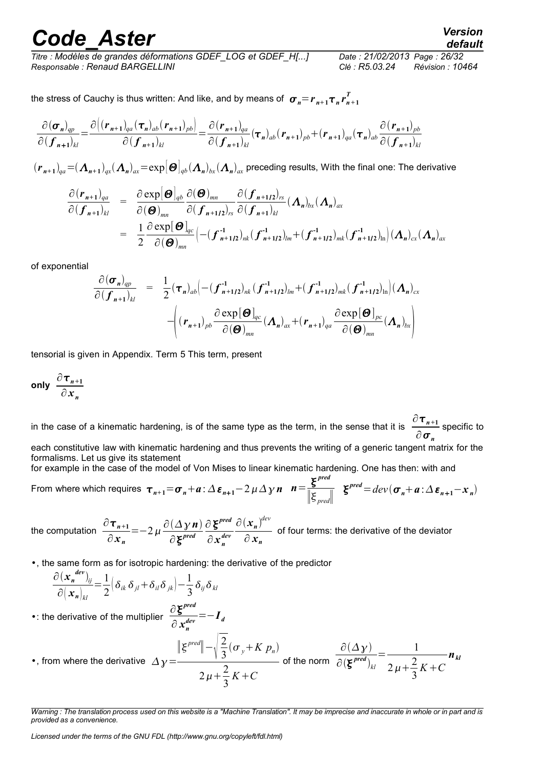the stress of Cauchy is thus written: And like, and by means of $\boldsymbol{\sigma}_n = \boldsymbol{r}_{n+1} \boldsymbol{\tau}_n \boldsymbol{r}_{n+1}^T$

$$\frac{\partial(\boldsymbol{\sigma}_n)_{qp}}{\partial(\boldsymbol{f}_{n+1})_{kl}} = \frac{\partial\left((\boldsymbol{r}_{n+1})_{qa}(\boldsymbol{\tau}_n)_{ab}(\boldsymbol{r}_{n+1})_{pb}\right)}{\partial(\boldsymbol{f}_{n+1})_{kl}} = \frac{\partial(\boldsymbol{r}_{n+1})_{qa}}{\partial(\boldsymbol{f}_{n+1})_{kl}}(\boldsymbol{\tau}_n)_{ab}(\boldsymbol{r}_{n+1})_{pb} + (\boldsymbol{r}_{n+1})_{qa}(\boldsymbol{\tau}_n)_{ab}\frac{\partial(\boldsymbol{r}_{n+1})_{pb}}{\partial(\boldsymbol{f}_{n+1})_{kl}}$$

$(\boldsymbol{r}_{n+1})_{qa} = (\boldsymbol{\Lambda}_{n+1})_{qx}(\boldsymbol{\Lambda}_n)_{ax} = \exp\left[\boldsymbol{\Theta}\right]_{qb}(\boldsymbol{\Lambda}_n)_{bx}(\boldsymbol{\Lambda}_n)_{ax}$ preceding results, With the final one: The derivative

$$\begin{aligned}
\frac{\partial(\boldsymbol{r}_{n+1})_{qa}}{\partial(\boldsymbol{f}_{n+1})_{kl}} &= \frac{\partial \exp\left[\boldsymbol{\Theta}\right]_{qb}}{\partial(\boldsymbol{\Theta})_{mn}} \frac{\partial(\boldsymbol{\Theta})_{mn}}{\partial(\boldsymbol{f}_{n+1/2})_{rs}} \frac{\partial(\boldsymbol{f}_{n+1/2})_{rs}}{\partial(\boldsymbol{f}_{n+1})_{kl}} (\boldsymbol{\Lambda}_n)_{bx}(\boldsymbol{\Lambda}_n)_{ax} \\
&= \frac{1}{2}\frac{\partial \exp\left[\boldsymbol{\Theta}\right]_{qc}}{\partial(\boldsymbol{\Theta})_{mn}}\left(-(\boldsymbol{f}^{-1}_{n+1/2})_{nk}(\boldsymbol{f}^{-1}_{n+1/2})_{lm} + (\boldsymbol{f}^{-1}_{n+1/2})_{mk}(\boldsymbol{f}^{-1}_{n+1/2})_{ln}\right)(\boldsymbol{\Lambda}_n)_{cx}(\boldsymbol{\Lambda}_n)_{ax}
\end{aligned}$$

of exponential

$$\begin{aligned}
\frac{\partial(\boldsymbol{\sigma}_n)_{qp}}{\partial(\boldsymbol{f}_{n+1})_{kl}} &= \frac{1}{2}(\boldsymbol{\tau}_n)_{ab}\left(-(\boldsymbol{f}^{-1}_{n+1/2})_{nk}(\boldsymbol{f}^{-1}_{n+1/2})_{lm} + (\boldsymbol{f}^{-1}_{n+1/2})_{mk}(\boldsymbol{f}^{-1}_{n+1/2})_{ln}\right)(\boldsymbol{\Lambda}_n)_{cx} \\
&\quad -\left((\boldsymbol{r}_{n+1})_{pb}\frac{\partial \exp\left[\boldsymbol{\Theta}\right]_{qc}}{\partial(\boldsymbol{\Theta})_{mn}}(\boldsymbol{\Lambda}_n)_{ax} + (\boldsymbol{r}_{n+1})_{qa}\frac{\partial \exp\left[\boldsymbol{\Theta}\right]_{pc}}{\partial(\boldsymbol{\Theta})_{mn}}(\boldsymbol{\Lambda}_n)_{bx}\right)
\end{aligned}$$

tensorial is given in Appendix. Term 5 This term, present

**only** $\dfrac{\partial \boldsymbol{\tau}_{n+1}}{\partial \boldsymbol{x}_n}$

in the case of a kinematic hardening, is of the same type as the term, in the sense that it is $\dfrac{\partial \boldsymbol{\tau}_{n+1}}{\partial \boldsymbol{\sigma}_n}$ specific to each constitutive law with kinematic hardening and thus prevents the writing of a generic tangent matrix for the formalisms. Let us give its statement

for example in the case of the model of Von Mises to linear kinematic hardening. One has then: with and

From where which requires $\boldsymbol{\tau}_{n+1} = \boldsymbol{\sigma}_n + \boldsymbol{a} : \Delta\boldsymbol{\varepsilon}_{n+1} - 2\mu\Delta\gamma\,\boldsymbol{n}$ $\quad \boldsymbol{n} = \dfrac{\boldsymbol{\xi}^{pred}}{\left\|\xi_{pred}\right\|}$ $\quad \boldsymbol{\xi}^{pred} = dev(\boldsymbol{\sigma}_n + \boldsymbol{a} : \Delta\boldsymbol{\varepsilon}_{n+1} - \boldsymbol{x}_n)$

the computation $\dfrac{\partial \boldsymbol{\tau}_{n+1}}{\partial \boldsymbol{x}_n} = -2\mu\dfrac{\partial(\Delta\gamma\,\boldsymbol{n})}{\partial \boldsymbol{\xi}^{pred}}\dfrac{\partial \boldsymbol{\xi}^{pred}}{\partial \boldsymbol{x}_n^{dev}}\dfrac{\partial(\boldsymbol{x}_n)^{dev}}{\partial \boldsymbol{x}_n}$ of four terms: the derivative of the deviator

- , the same form as for isotropic hardening: the derivative of the predictor
$$\frac{\partial(\boldsymbol{x}_n^{dev})_{ij}}{\partial(\boldsymbol{x}_n)_{kl}} = \frac{1}{2}\left(\delta_{ik}\delta_{jl} + \delta_{il}\delta_{jk}\right) - \frac{1}{3}\delta_{ij}\delta_{kl}$$
- : the derivative of the multiplier $\dfrac{\partial \boldsymbol{\xi}^{pred}}{\partial \boldsymbol{x}_n^{dev}} = -\boldsymbol{I}_d$
- , from where the derivative $\Delta\gamma = \dfrac{\left\|\xi^{pred}\right\| - \sqrt{\dfrac{2}{3}}(\sigma_y + K\,p_n)}{2\mu + \dfrac{2}{3}K + C}$ of the norm $\dfrac{\partial(\Delta\gamma)}{\partial(\boldsymbol{\xi}^{pred})_{kl}} = \dfrac{1}{2\mu + \dfrac{2}{3}K + C}\boldsymbol{n}_{kl}$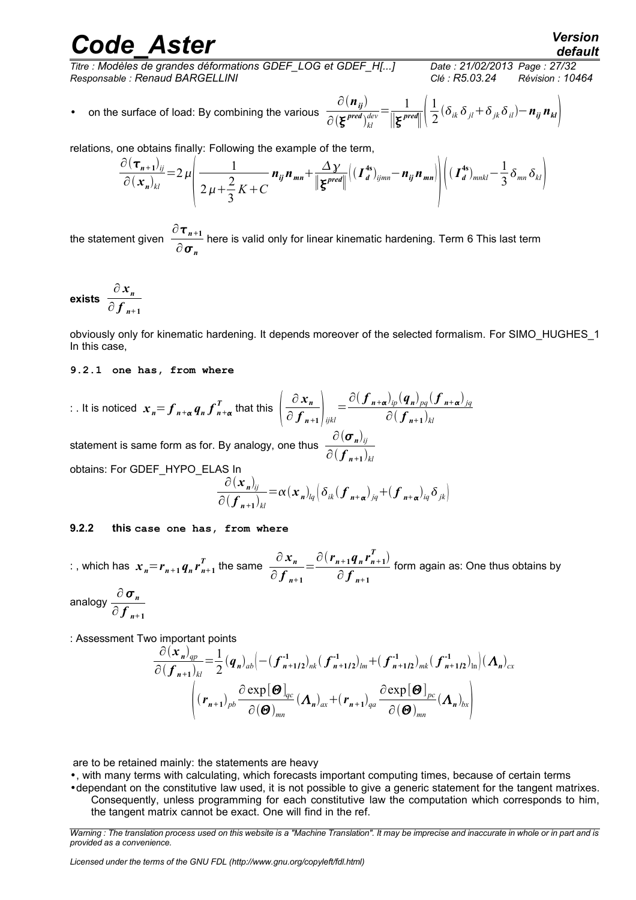- on the surface of load: By combining the various $\dfrac{\partial(\boldsymbol{n_{ij}})}{\partial(\boldsymbol{\xi}^{pred})^{dev}_{kl}}=\dfrac{1}{\|\boldsymbol{\xi}^{pred}\|}\left(\dfrac{1}{2}(\delta_{ik}\delta_{jl}+\delta_{jk}\delta_{il})-\boldsymbol{n_{ij}}\boldsymbol{n_{kl}}\right)$

relations, one obtains finally: Following the example of the term,

$$\frac{\partial(\boldsymbol{\tau_{n+1}})_{ij}}{\partial(\boldsymbol{x_n})_{kl}}=2\mu\left(\frac{1}{2\mu+\frac{2}{3}K+C}\boldsymbol{n_{ij}}\boldsymbol{n_{mn}}+\frac{\Delta\gamma}{\|\boldsymbol{\xi}^{pred}\|}\left((\boldsymbol{I_d^{4s}})_{ijmn}-\boldsymbol{n_{ij}}\boldsymbol{n_{mn}}\right)\right)\left((\boldsymbol{I_d^{4s}})_{mnkl}-\frac{1}{3}\delta_{mn}\delta_{kl}\right)$$

the statement given $\dfrac{\partial\boldsymbol{\tau_{n+1}}}{\partial\boldsymbol{\sigma_n}}$ here is valid only for linear kinematic hardening. Term 6 This last term

**exists** $\dfrac{\partial\boldsymbol{x_n}}{\partial\boldsymbol{f_{n+1}}}$

obviously only for kinematic hardening. It depends moreover of the selected formalism. For SIMO_HUGHES_1 In this case,

### 9.2.1 one has, from where

: . It is noticed $\boldsymbol{x_n}=\boldsymbol{f_{n+\alpha}}\boldsymbol{q_n}\boldsymbol{f^T_{n+\alpha}}$ that this $\left(\dfrac{\partial\boldsymbol{x_n}}{\partial\boldsymbol{f_{n+1}}}\right)_{ijkl}=\dfrac{\partial(\boldsymbol{f_{n+\alpha}})_{ip}(\boldsymbol{q_n})_{pq}(\boldsymbol{f_{n+\alpha}})_{jq}}{\partial(\boldsymbol{f_{n+1}})_{kl}}$

statement is same form as for. By analogy, one thus $\dfrac{\partial(\boldsymbol{\sigma_n})_{ij}}{\partial(\boldsymbol{f_{n+1}})_{kl}}$

obtains: For GDEF_HYPO_ELAS In

$$\frac{\partial(\boldsymbol{x_n})_{ij}}{\partial(\boldsymbol{f_{n+1}})_{kl}}=\alpha(\boldsymbol{x_n})_{lq}\left(\delta_{ik}(\boldsymbol{f_{n+\alpha}})_{jq}+(\boldsymbol{f_{n+\alpha}})_{iq}\delta_{jk}\right)$$

### 9.2.2 this case one has, from where

: , which has $\boldsymbol{x_n}=\boldsymbol{r_{n+1}}\boldsymbol{q_n}\boldsymbol{r^T_{n+1}}$ the same $\dfrac{\partial\boldsymbol{x_n}}{\partial\boldsymbol{f_{n+1}}}=\dfrac{\partial(\boldsymbol{r_{n+1}}\boldsymbol{q_n}\boldsymbol{r^T_{n+1}})}{\partial\boldsymbol{f_{n+1}}}$ form again as: One thus obtains by analogy $\dfrac{\partial\boldsymbol{\sigma_n}}{\partial\boldsymbol{f_{n+1}}}$

: Assessment Two important points

$$\frac{\partial(\boldsymbol{x_n})_{qp}}{\partial(\boldsymbol{f_{n+1}})_{kl}}=\frac{1}{2}(\boldsymbol{q_n})_{ab}\left(-(\boldsymbol{f^{-1}_{n+1/2}})_{nk}(\boldsymbol{f^{-1}_{n+1/2}})_{lm}+(\boldsymbol{f^{-1}_{n+1/2}})_{mk}(\boldsymbol{f^{-1}_{n+1/2}})_{ln}\right)(\boldsymbol{\Lambda_n})_{cx}$$
$$\left((\boldsymbol{r_{n+1}})_{pb}\frac{\partial\exp[\boldsymbol{\Theta}]_{qc}}{\partial(\boldsymbol{\Theta})_{mn}}(\boldsymbol{\Lambda_n})_{ax}+(\boldsymbol{r_{n+1}})_{qa}\frac{\partial\exp[\boldsymbol{\Theta}]_{pc}}{\partial(\boldsymbol{\Theta})_{mn}}(\boldsymbol{\Lambda_n})_{bx}\right)$$

are to be retained mainly: the statements are heavy

- , with many terms with calculating, which forecasts important computing times, because of certain terms
- dependant on the constitutive law used, it is not possible to give a generic statement for the tangent matrixes. Consequently, unless programming for each constitutive law the computation which corresponds to him, the tangent matrix cannot be exact. One will find in the ref.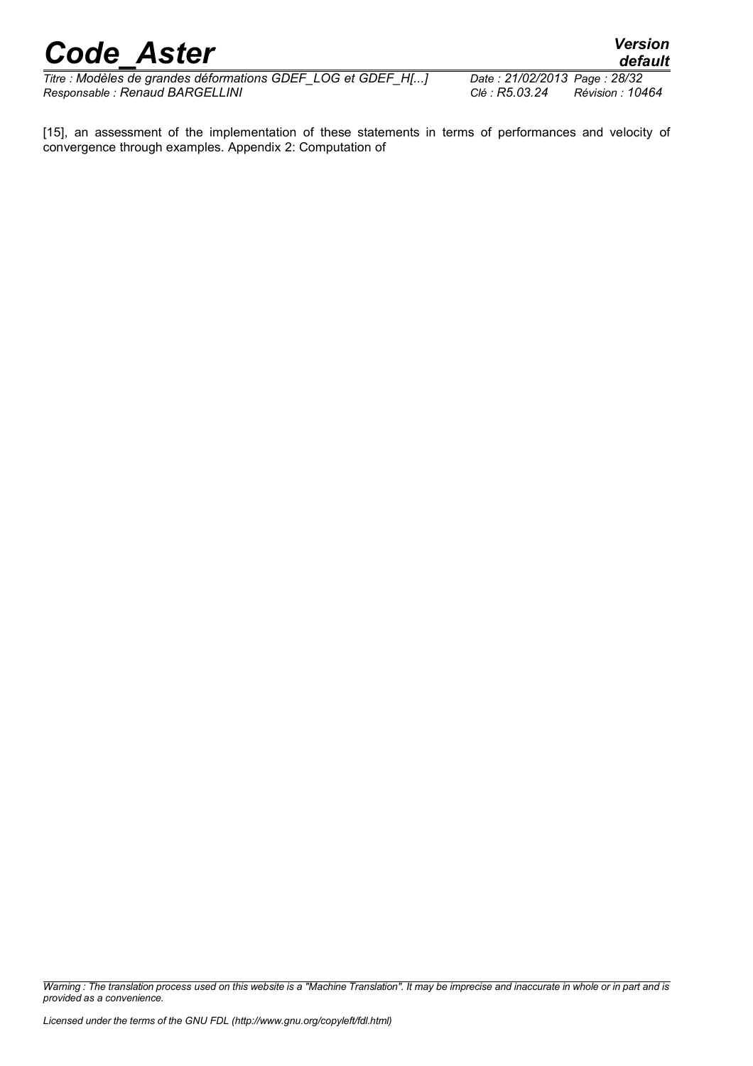[15], an assessment of the implementation of these statements in terms of performances and velocity of convergence through examples. Appendix 2: Computation of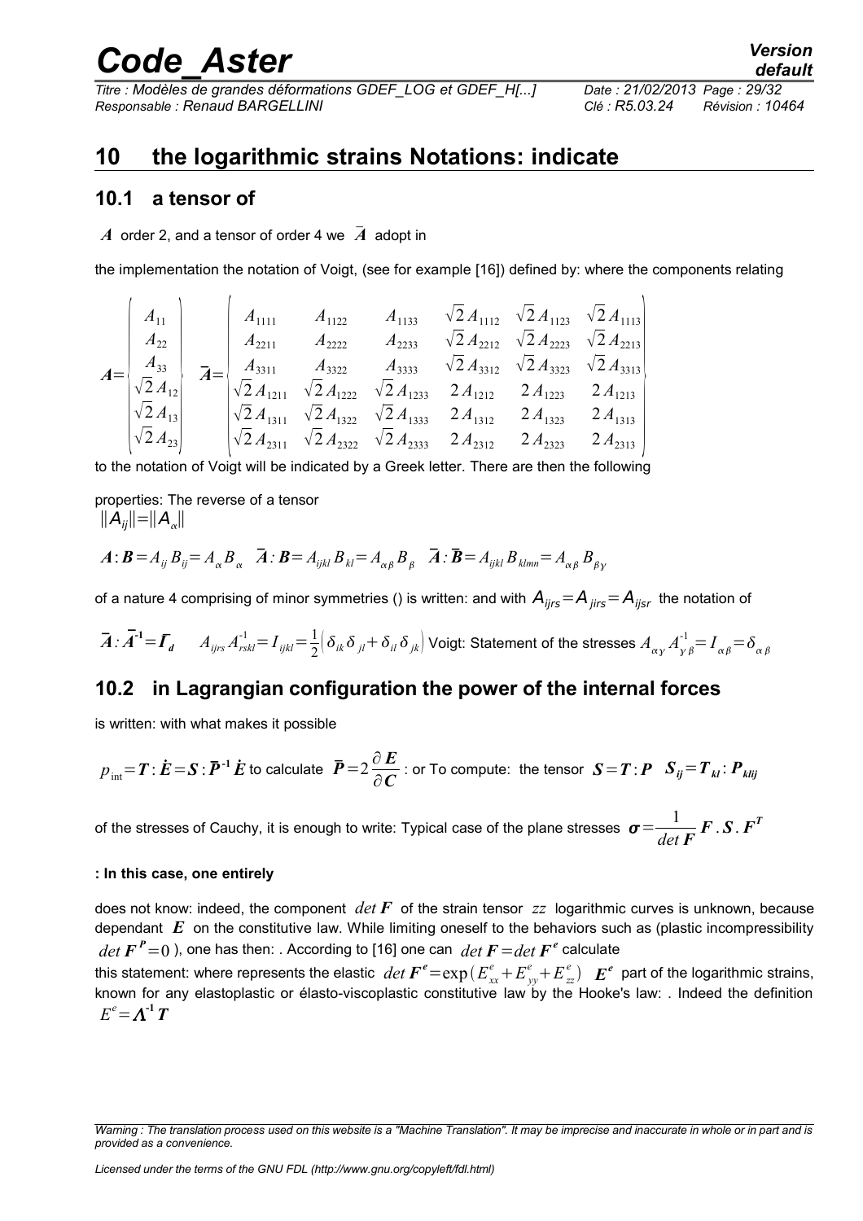# 10 the logarithmic strains Notations: indicate

## 10.1 a tensor of

$A$ order 2, and a tensor of order 4 we $\bar{A}$ adopt in

the implementation the notation of Voigt, (see for example [16]) defined by: where the components relating

$$
A = \begin{pmatrix} A_{11} \\ A_{22} \\ A_{33} \\ \sqrt{2}A_{12} \\ \sqrt{2}A_{13} \\ \sqrt{2}A_{23} \end{pmatrix} \quad
\bar{A} = \begin{pmatrix}
A_{1111} & A_{1122} & A_{1133} & \sqrt{2}A_{1112} & \sqrt{2}A_{1123} & \sqrt{2}A_{1113} \\
A_{2211} & A_{2222} & A_{2233} & \sqrt{2}A_{2212} & \sqrt{2}A_{2223} & \sqrt{2}A_{2213} \\
A_{3311} & A_{3322} & A_{3333} & \sqrt{2}A_{3312} & \sqrt{2}A_{3323} & \sqrt{2}A_{3313} \\
\sqrt{2}A_{1211} & \sqrt{2}A_{1222} & \sqrt{2}A_{1233} & 2A_{1212} & 2A_{1223} & 2A_{1213} \\
\sqrt{2}A_{1311} & \sqrt{2}A_{1322} & \sqrt{2}A_{1333} & 2A_{1312} & 2A_{1323} & 2A_{1313} \\
\sqrt{2}A_{2311} & \sqrt{2}A_{2322} & \sqrt{2}A_{2333} & 2A_{2312} & 2A_{2323} & 2A_{2313}
\end{pmatrix}
$$

to the notation of Voigt will be indicated by a Greek letter. There are then the following

properties: The reverse of a tensor
$\|A_{ij}\| = \|A_{\alpha}\|$

$$
A : B = A_{ij} B_{ij} = A_{\alpha} B_{\alpha} \quad \bar{A} : B = A_{ijkl} B_{kl} = A_{\alpha\beta} B_{\beta} \quad \bar{A} : \bar{B} = A_{ijkl} B_{klmn} = A_{\alpha\beta} B_{\beta\gamma}
$$

of a nature 4 comprising of minor symmetries () is written: and with $A_{ijrs} = A_{jirs} = A_{ijsr}$ the notation of

$\bar{A} : \bar{A}^{-1} = \bar{I}_d \qquad A_{ijrs} A^{-1}_{rskl} = I_{ijkl} = \frac{1}{2}\left(\delta_{ik}\delta_{jl} + \delta_{il}\delta_{jk}\right)$ Voigt: Statement of the stresses $A_{\alpha\gamma} A^{-1}_{\gamma\beta} = I_{\alpha\beta} = \delta_{\alpha\beta}$

## 10.2 in Lagrangian configuration the power of the internal forces

is written: with what makes it possible

$p_{\text{int}} = T : \dot{E} = S : \bar{P}^{-1} \dot{E}$ to calculate $\bar{P} = 2\dfrac{\partial E}{\partial C}$ : or To compute: the tensor $S = T : P \quad S_{ij} = T_{kl} : P_{klij}$

of the stresses of Cauchy, it is enough to write: Typical case of the plane stresses $\sigma = \dfrac{1}{\det F} F . S . F^T$

**: In this case, one entirely**

does not know: indeed, the component $\det F$ of the strain tensor $zz$ logarithmic curves is unknown, because dependant $E$ on the constitutive law. While limiting oneself to the behaviors such as (plastic incompressibility $\det F^P = 0$ ), one has then: . According to [16] one can $\det F = \det F^e$ calculate

this statement: where represents the elastic $\det F^e = \exp\left(E^e_{xx} + E^e_{yy} + E^e_{zz}\right)$ $E^e$ part of the logarithmic strains, known for any elastoplastic or élasto-viscoplastic constitutive law by the Hooke's law: . Indeed the definition $E^e = \Lambda^{-1} T$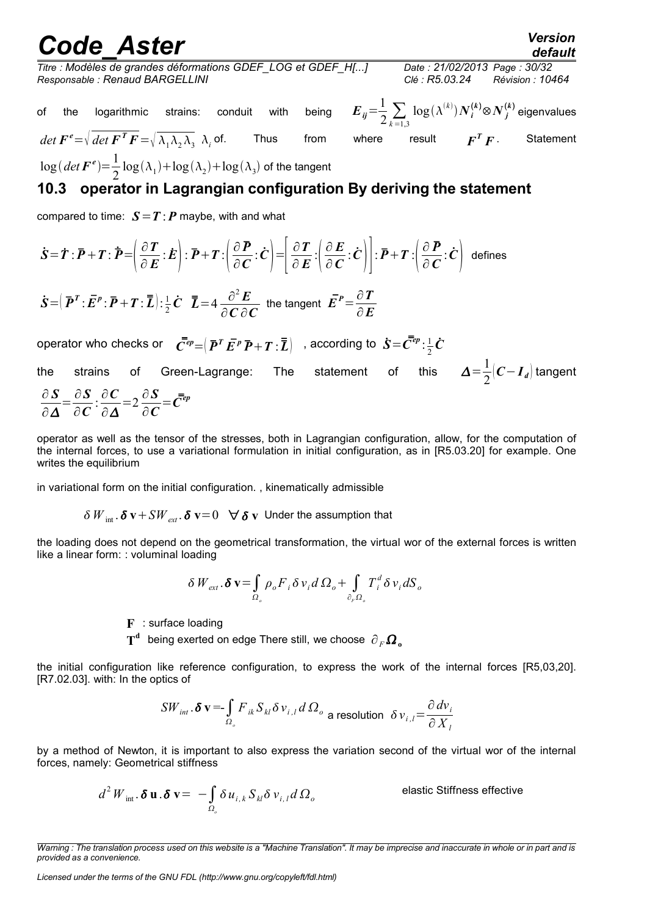of the logarithmic strains: conduit with being $E_{ij}=\frac{1}{2}\sum_{k=1,3}\log(\lambda^{(k)})N_i^{(k)}\otimes N_j^{(k)}$ eigenvalues $det\,F^e=\sqrt{det\,F^T F}=\sqrt{\lambda_1\lambda_2\lambda_3}$ $\lambda_i$ of. Thus from where result $F^T F$. Statement $\log(det\,F^e)=\frac{1}{2}\log(\lambda_1)+\log(\lambda_2)+\log(\lambda_3)$ of the tangent

## 10.3 operator in Lagrangian configuration By deriving the statement

compared to time: $S=T:P$ maybe, with and what

$$\dot{S}=\dot{T}:\bar{P}+T:\dot{\bar{P}}=\left(\frac{\partial T}{\partial E}:\dot{E}\right):\bar{P}+T:\left(\frac{\partial \bar{P}}{\partial C}:\dot{C}\right)=\left[\frac{\partial T}{\partial E}:\left(\frac{\partial E}{\partial C}:\dot{C}\right)\right]:\bar{P}+T:\left(\frac{\partial \bar{P}}{\partial C}:\dot{C}\right)$$ defines

$$\dot{S}=\left(\bar{P}^T:\bar{E}^p:\bar{P}+T:\bar{\bar{L}}\right):\tfrac{1}{2}\dot{C}\quad \bar{\bar{L}}=4\frac{\partial^2 E}{\partial C\,\partial C}$$ the tangent $\bar{E}^p=\frac{\partial T}{\partial E}$

operator who checks or $\bar{\bar{C}}^{ep}=\left(\bar{P}^T\bar{E}^p\bar{P}+T:\bar{\bar{L}}\right)$, according to $\dot{S}=\bar{\bar{C}}^{ep}:\frac{1}{2}\dot{C}$

the strains of Green-Lagrange: The statement of this $\Delta=\frac{1}{2}\left(C-I_d\right)$ tangent

$$\frac{\partial S}{\partial \Delta}=\frac{\partial S}{\partial C}:\frac{\partial C}{\partial \Delta}=2\frac{\partial S}{\partial C}=\bar{\bar{C}}^{ep}$$

operator as well as the tensor of the stresses, both in Lagrangian configuration, allow, for the computation of the internal forces, to use a variational formulation in initial configuration, as in [R5.03.20] for example. One writes the equilibrium

in variational form on the initial configuration. , kinematically admissible

$$\delta W_{\text{int}}.\boldsymbol{\delta}\,\mathbf{v}+SW_{ext}.\boldsymbol{\delta}\,\mathbf{v}=0\quad\forall\,\boldsymbol{\delta}\,\mathbf{v}$$ Under the assumption that

the loading does not depend on the geometrical transformation, the virtual wor of the external forces is written like a linear form: : voluminal loading

$$\delta W_{ext}.\boldsymbol{\delta}\,\mathbf{v}=\int_{\Omega_o}\rho_o F_i\,\delta v_i\,d\,\Omega_o+\int_{\partial_F\Omega_o}T_i^d\,\delta v_i\,dS_o$$

$\mathbf{F}$ : surface loading

$\mathbf{T^d}$ being exerted on edge There still, we choose $\partial_F\boldsymbol{\Omega}_{\mathbf{o}}$

the initial configuration like reference configuration, to express the work of the internal forces [R5,03,20]. [R7.02.03]. with: In the optics of

$$SW_{int}.\boldsymbol{\delta}\,\mathbf{v}=-\int_{\Omega_o}F_{ik}S_{kl}\,\delta v_{i,l}\,d\,\Omega_o$$ a resolution $\delta v_{i,l}=\frac{\partial\,dv_i}{\partial X_l}$

by a method of Newton, it is important to also express the variation second of the virtual wor of the internal forces, namely: Geometrical stiffness

$$d^2 W_{\text{int}}.\boldsymbol{\delta}\,\mathbf{u}.\boldsymbol{\delta}\,\mathbf{v}=\;-\int_{\Omega_o}\delta u_{i,k}\,S_{kl}\,\delta v_{i,l}\,d\,\Omega_o$$ elastic Stiffness effective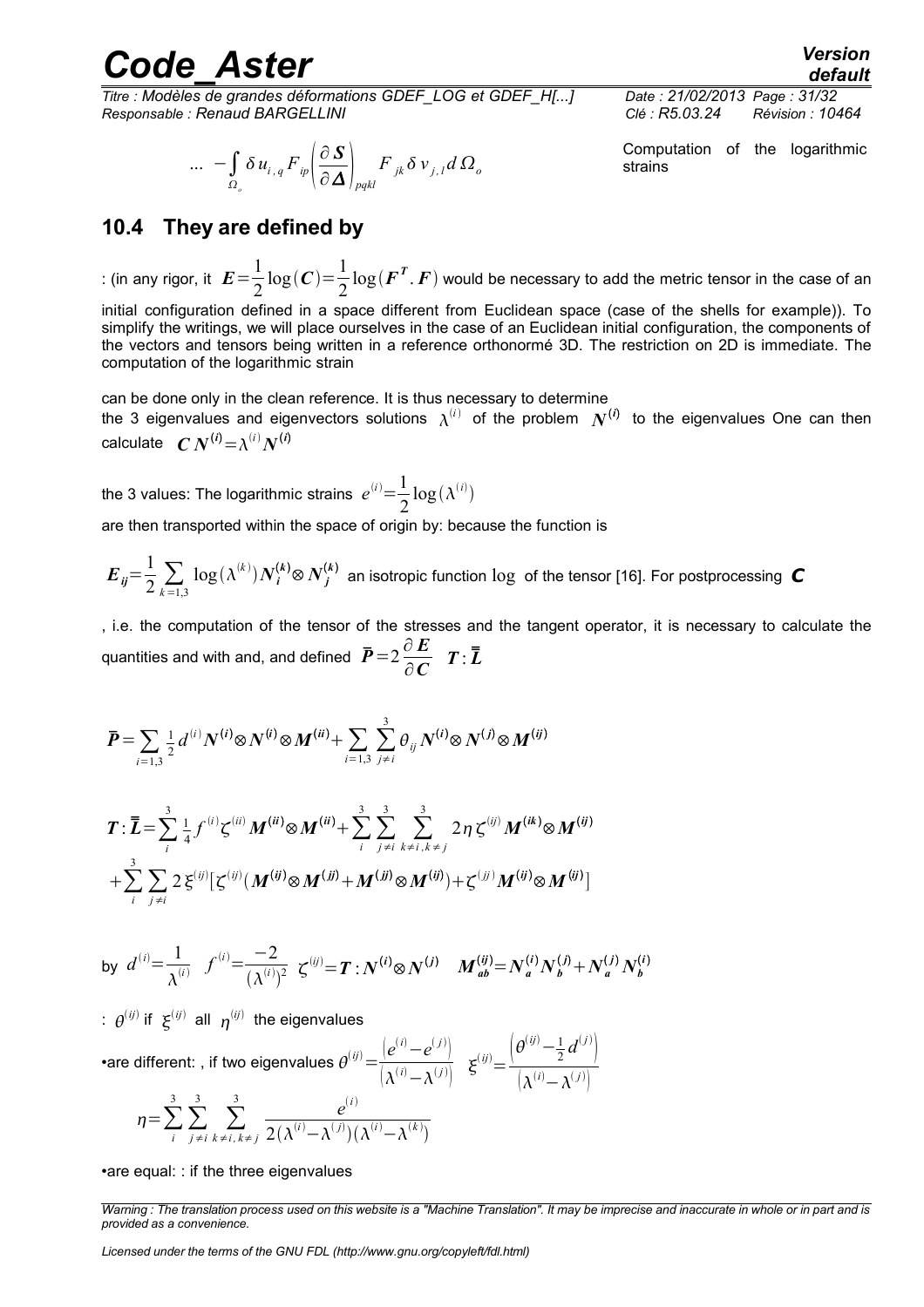$$... -\int_{\Omega_o} \delta u_{i,q} F_{ip} \left(\frac{\partial \boldsymbol{S}}{\partial \boldsymbol{\Delta}}\right)_{pqkl} F_{jk} \delta v_{j,l} d\Omega_o$$

Computation of the logarithmic strains

## 10.4 They are defined by

: (in any rigor, it $\boldsymbol{E}=\frac{1}{2}\log(\boldsymbol{C})=\frac{1}{2}\log(\boldsymbol{F}^T.\boldsymbol{F})$ would be necessary to add the metric tensor in the case of an initial configuration defined in a space different from Euclidean space (case of the shells for example)). To simplify the writings, we will place ourselves in the case of an Euclidean initial configuration, the components of the vectors and tensors being written in a reference orthonormé 3D. The restriction on 2D is immediate. The computation of the logarithmic strain

can be done only in the clean reference. It is thus necessary to determine the 3 eigenvalues and eigenvectors solutions $\lambda^{(i)}$ of the problem $\boldsymbol{N}^{(i)}$ to the eigenvalues One can then calculate $\boldsymbol{C}\boldsymbol{N}^{(i)}=\lambda^{(i)}\boldsymbol{N}^{(i)}$

the 3 values: The logarithmic strains $e^{(i)}=\frac{1}{2}\log(\lambda^{(i)})$

are then transported within the space of origin by: because the function is

$\boldsymbol{E}_{ij}=\frac{1}{2}\sum_{k=1,3}\log(\lambda^{(k)})\boldsymbol{N}_i^{(k)}\otimes\boldsymbol{N}_j^{(k)}$ an isotropic function $\log$ of the tensor [16]. For postprocessing $\boldsymbol{C}$

, i.e. the computation of the tensor of the stresses and the tangent operator, it is necessary to calculate the quantities and with and, and defined $\bar{\boldsymbol{P}}=2\frac{\partial \boldsymbol{E}}{\partial \boldsymbol{C}}$ $\boldsymbol{T}:\bar{\bar{\boldsymbol{L}}}$

$$\bar{\boldsymbol{P}}=\sum_{i=1,3}\tfrac{1}{2}d^{(i)}\boldsymbol{N}^{(i)}\otimes\boldsymbol{N}^{(i)}\otimes\boldsymbol{M}^{(ii)}+\sum_{i=1,3}\sum_{j\neq i}^{3}\theta_{ij}\boldsymbol{N}^{(i)}\otimes\boldsymbol{N}^{(j)}\otimes\boldsymbol{M}^{(ij)}$$

$$\boldsymbol{T}:\bar{\bar{\boldsymbol{L}}}=\sum_{i}^{3}\tfrac{1}{4}f^{(i)}\zeta^{(ii)}\boldsymbol{M}^{(ii)}\otimes\boldsymbol{M}^{(ii)}+\sum_{i}^{3}\sum_{j\neq i}^{3}\sum_{k\neq i,k\neq j}^{3}2\eta\zeta^{(ij)}\boldsymbol{M}^{(ik)}\otimes\boldsymbol{M}^{(ij)}$$
$$+\sum_{i}^{3}\sum_{j\neq i}2\xi^{(ij)}[\zeta^{(ij)}(\boldsymbol{M}^{(ij)}\otimes\boldsymbol{M}^{(jj)}+\boldsymbol{M}^{(jj)}\otimes\boldsymbol{M}^{(ij)})+\zeta^{(jj)}\boldsymbol{M}^{(ij)}\otimes\boldsymbol{M}^{(ij)}]$$

by $d^{(i)}=\frac{1}{\lambda^{(i)}}$ $f^{(i)}=\frac{-2}{(\lambda^{(i)})^2}$ $\zeta^{(ij)}=\boldsymbol{T}:\boldsymbol{N}^{(i)}\otimes\boldsymbol{N}^{(j)}$ $\boldsymbol{M}_{ab}^{(ij)}=\boldsymbol{N}_a^{(i)}\boldsymbol{N}_b^{(j)}+\boldsymbol{N}_a^{(j)}\boldsymbol{N}_b^{(i)}$

: $\theta^{(ij)}$ if $\xi^{(ij)}$ all $\eta^{(ij)}$ the eigenvalues

- are different: , if two eigenvalues $\theta^{(ij)}=\frac{(e^{(i)}-e^{(j)})}{(\lambda^{(i)}-\lambda^{(j)})}$ $\xi^{(ij)}=\frac{\left(\theta^{(ij)}-\frac{1}{2}d^{(j)}\right)}{(\lambda^{(i)}-\lambda^{(j)})}$

$$\eta=\sum_{i}^{3}\sum_{j\neq i}^{3}\sum_{k\neq i,k\neq j}^{3}\frac{e^{(i)}}{2(\lambda^{(i)}-\lambda^{(j)})(\lambda^{(i)}-\lambda^{(k)})}$$

- are equal: : if the three eigenvalues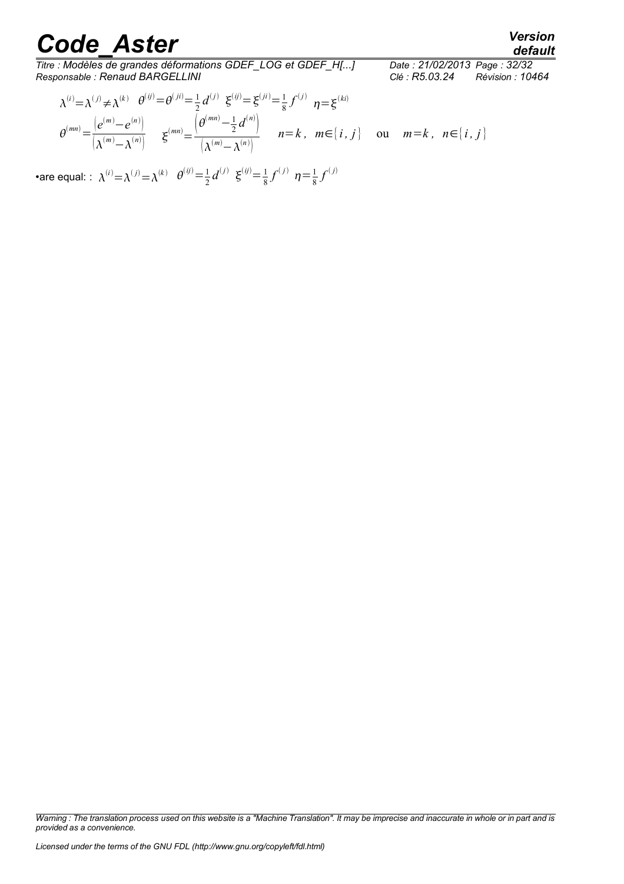$$\lambda^{(i)}=\lambda^{(j)}\neq\lambda^{(k)} \quad \theta^{(ij)}=\theta^{(ji)}=\frac{1}{2}d^{(j)} \quad \xi^{(ij)}=\xi^{(ji)}=\frac{1}{8}f^{(j)} \quad \eta=\xi^{(ki)}$$

$$\theta^{(mn)}=\frac{\left(e^{(m)}-e^{(n)}\right)}{\left(\lambda^{(m)}-\lambda^{(n)}\right)} \quad \xi^{(mn)}=\frac{\left(\theta^{(mn)}-\frac{1}{2}d^{(n)}\right)}{\left(\lambda^{(m)}-\lambda^{(n)}\right)} \quad n=k,\ m\in\{i,j\} \quad \text{ou} \quad m=k,\ n\in\{i,j\}$$

•are equal: : $\lambda^{(i)}=\lambda^{(j)}=\lambda^{(k)} \quad \theta^{(ij)}=\frac{1}{2}d^{(j)} \quad \xi^{(ij)}=\frac{1}{8}f^{(j)} \quad \eta=\frac{1}{8}f^{(j)}$